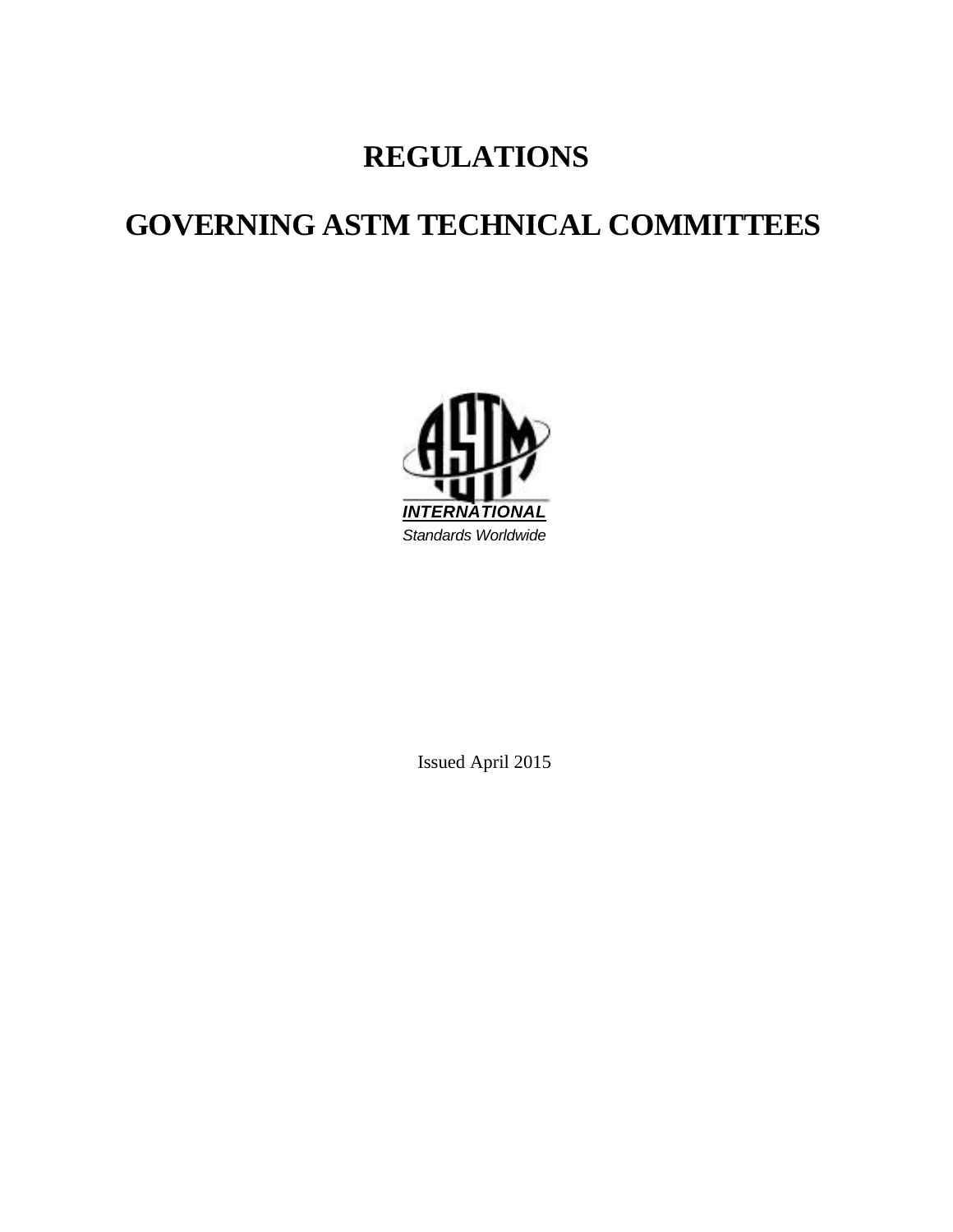# REGULATIONS

# GOVERNING ASTM TECHNICAL COMMITTEES

**INTERNATIONAL**

*Standards Worldwide*

Issued April 2015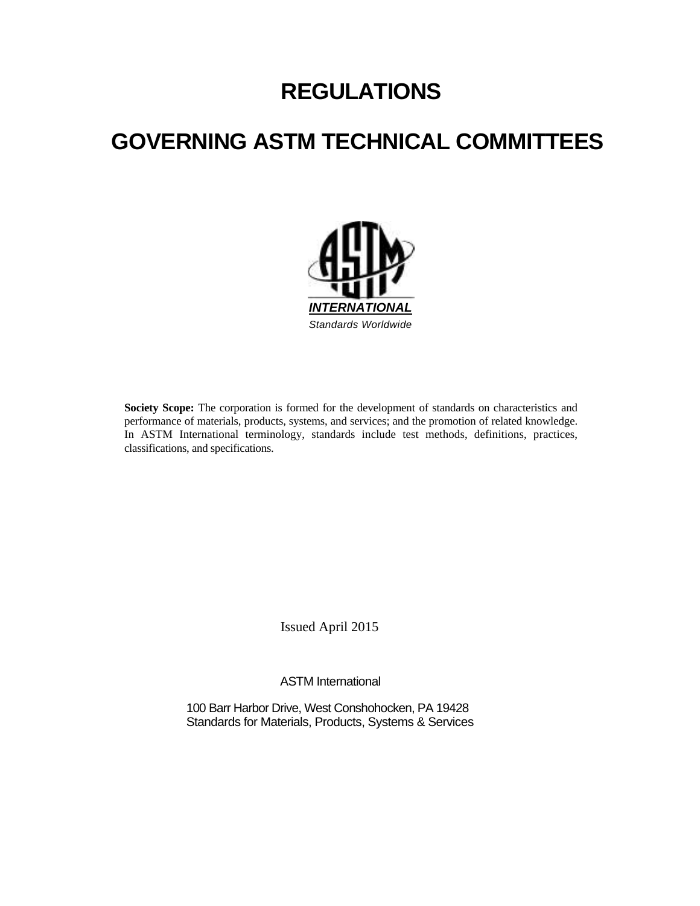# REGULATIONS

# GOVERNING ASTM TECHNICAL COMMITTEES

*INTERNATIONAL*

*Standards Worldwide*

**Society Scope:** The corporation is formed for the development of standards on characteristics and performance of materials, products, systems, and services; and the promotion of related knowledge. In ASTM International terminology, standards include test methods, definitions, practices, classifications, and specifications.

Issued April 2015

ASTM International

100 Barr Harbor Drive, West Conshohocken, PA 19428
Standards for Materials, Products, Systems & Services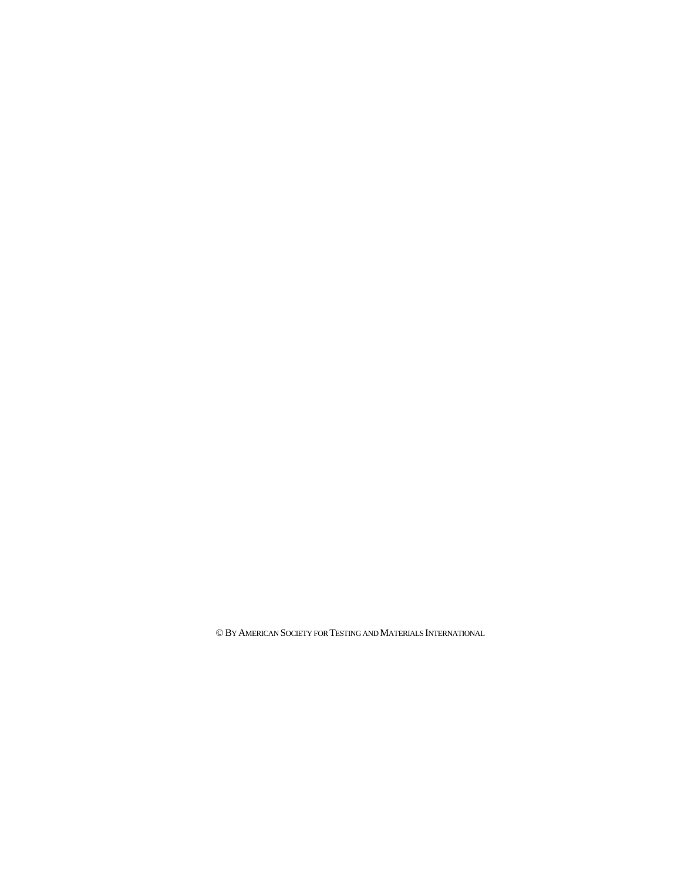© BY AMERICAN SOCIETY FOR TESTING AND MATERIALS INTERNATIONAL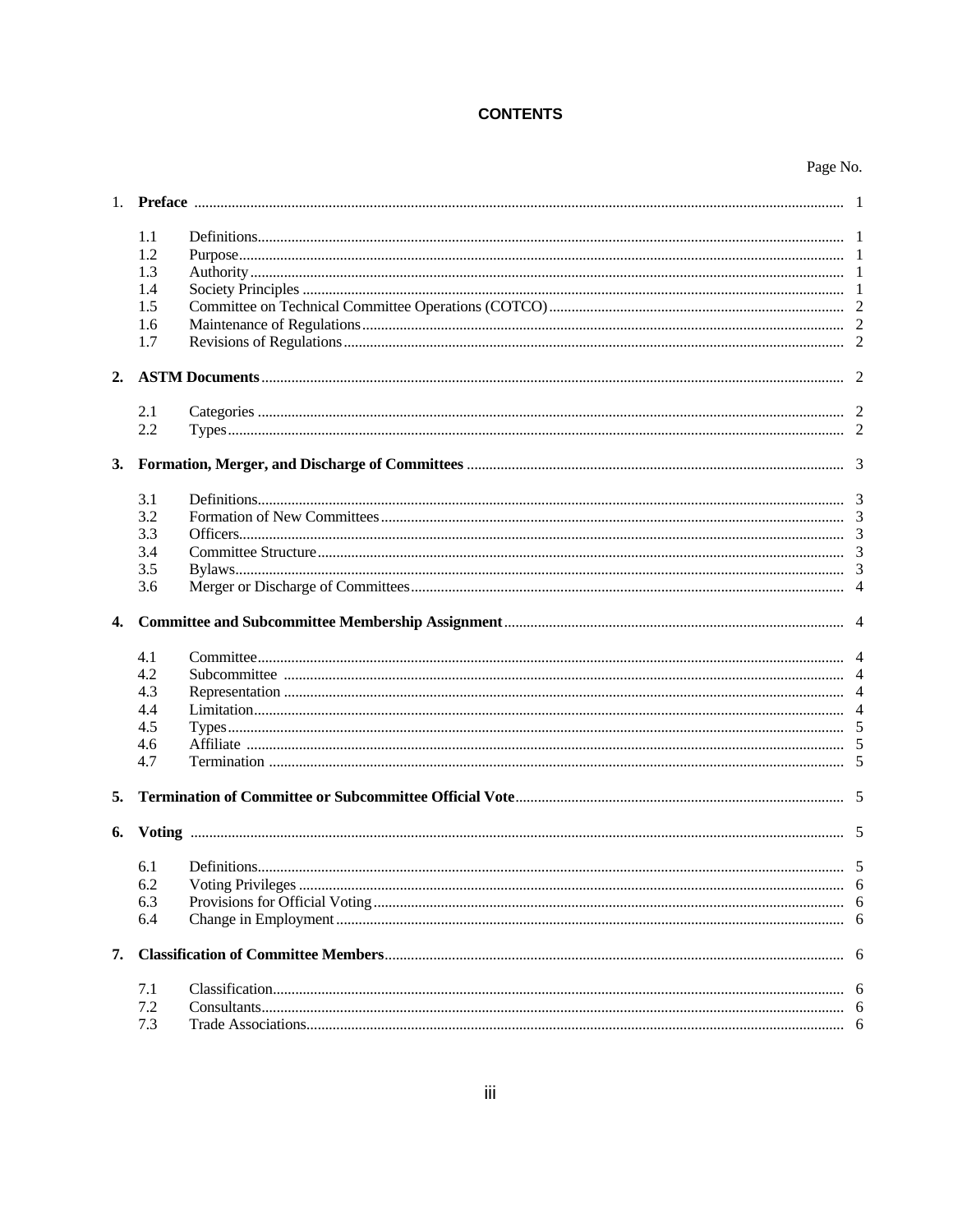# CONTENTS

| | | Page No. |
|---|---|---|
| 1. | **Preface** | 1 |
| 1.1 | Definitions | 1 |
| 1.2 | Purpose | 1 |
| 1.3 | Authority | 1 |
| 1.4 | Society Principles | 1 |
| 1.5 | Committee on Technical Committee Operations (COTCO) | 2 |
| 1.6 | Maintenance of Regulations | 2 |
| 1.7 | Revisions of Regulations | 2 |
| **2.** | **ASTM Documents** | 2 |
| 2.1 | Categories | 2 |
| 2.2 | Types | 2 |
| **3.** | **Formation, Merger, and Discharge of Committees** | 3 |
| 3.1 | Definitions | 3 |
| 3.2 | Formation of New Committees | 3 |
| 3.3 | Officers | 3 |
| 3.4 | Committee Structure | 3 |
| 3.5 | Bylaws | 3 |
| 3.6 | Merger or Discharge of Committees | 4 |
| **4.** | **Committee and Subcommittee Membership Assignment** | 4 |
| 4.1 | Committee | 4 |
| 4.2 | Subcommittee | 4 |
| 4.3 | Representation | 4 |
| 4.4 | Limitation | 4 |
| 4.5 | Types | 5 |
| 4.6 | Affiliate | 5 |
| 4.7 | Termination | 5 |
| **5.** | **Termination of Committee or Subcommittee Official Vote** | 5 |
| **6.** | **Voting** | 5 |
| 6.1 | Definitions | 5 |
| 6.2 | Voting Privileges | 6 |
| 6.3 | Provisions for Official Voting | 6 |
| 6.4 | Change in Employment | 6 |
| **7.** | **Classification of Committee Members** | 6 |
| 7.1 | Classification | 6 |
| 7.2 | Consultants | 6 |
| 7.3 | Trade Associations | 6 |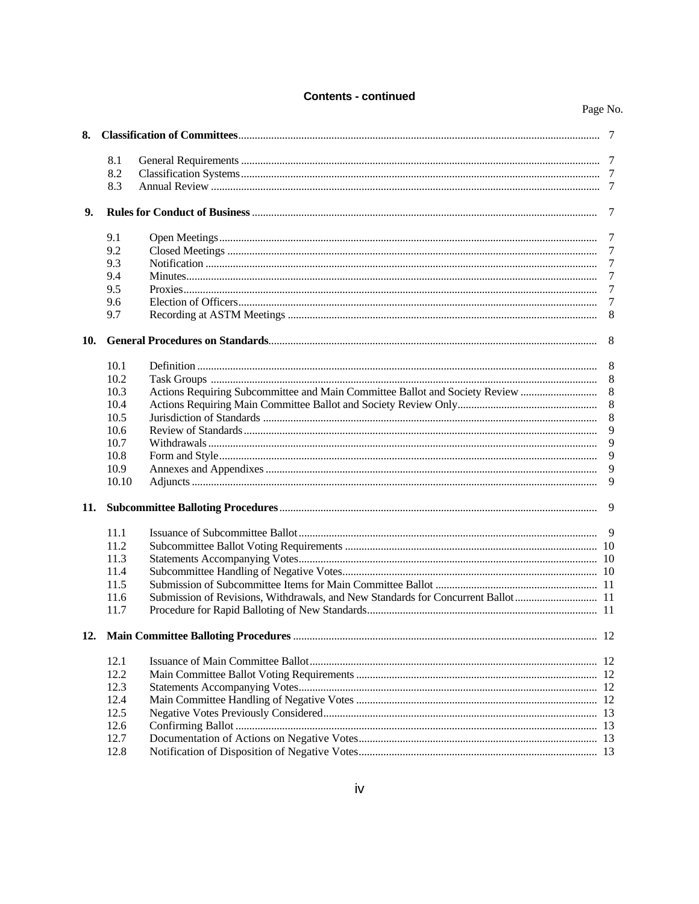**Contents - continued**

Page No.

| | | | |
|---|---|---|---|
| **8.** | **Classification of Committees** | | 7 |
| | 8.1 | General Requirements | 7 |
| | 8.2 | Classification Systems | 7 |
| | 8.3 | Annual Review | 7 |
| **9.** | **Rules for Conduct of Business** | | 7 |
| | 9.1 | Open Meetings | 7 |
| | 9.2 | Closed Meetings | 7 |
| | 9.3 | Notification | 7 |
| | 9.4 | Minutes | 7 |
| | 9.5 | Proxies | 7 |
| | 9.6 | Election of Officers | 7 |
| | 9.7 | Recording at ASTM Meetings | 8 |
| **10.** | **General Procedures on Standards** | | 8 |
| | 10.1 | Definition | 8 |
| | 10.2 | Task Groups | 8 |
| | 10.3 | Actions Requiring Subcommittee and Main Committee Ballot and Society Review | 8 |
| | 10.4 | Actions Requiring Main Committee Ballot and Society Review Only | 8 |
| | 10.5 | Jurisdiction of Standards | 8 |
| | 10.6 | Review of Standards | 9 |
| | 10.7 | Withdrawals | 9 |
| | 10.8 | Form and Style | 9 |
| | 10.9 | Annexes and Appendixes | 9 |
| | 10.10 | Adjuncts | 9 |
| **11.** | **Subcommittee Balloting Procedures** | | 9 |
| | 11.1 | Issuance of Subcommittee Ballot | 9 |
| | 11.2 | Subcommittee Ballot Voting Requirements | 10 |
| | 11.3 | Statements Accompanying Votes | 10 |
| | 11.4 | Subcommittee Handling of Negative Votes | 10 |
| | 11.5 | Submission of Subcommittee Items for Main Committee Ballot | 11 |
| | 11.6 | Submission of Revisions, Withdrawals, and New Standards for Concurrent Ballot | 11 |
| | 11.7 | Procedure for Rapid Balloting of New Standards | 11 |
| **12.** | **Main Committee Balloting Procedures** | | 12 |
| | 12.1 | Issuance of Main Committee Ballot | 12 |
| | 12.2 | Main Committee Ballot Voting Requirements | 12 |
| | 12.3 | Statements Accompanying Votes | 12 |
| | 12.4 | Main Committee Handling of Negative Votes | 12 |
| | 12.5 | Negative Votes Previously Considered | 13 |
| | 12.6 | Confirming Ballot | 13 |
| | 12.7 | Documentation of Actions on Negative Votes | 13 |
| | 12.8 | Notification of Disposition of Negative Votes | 13 |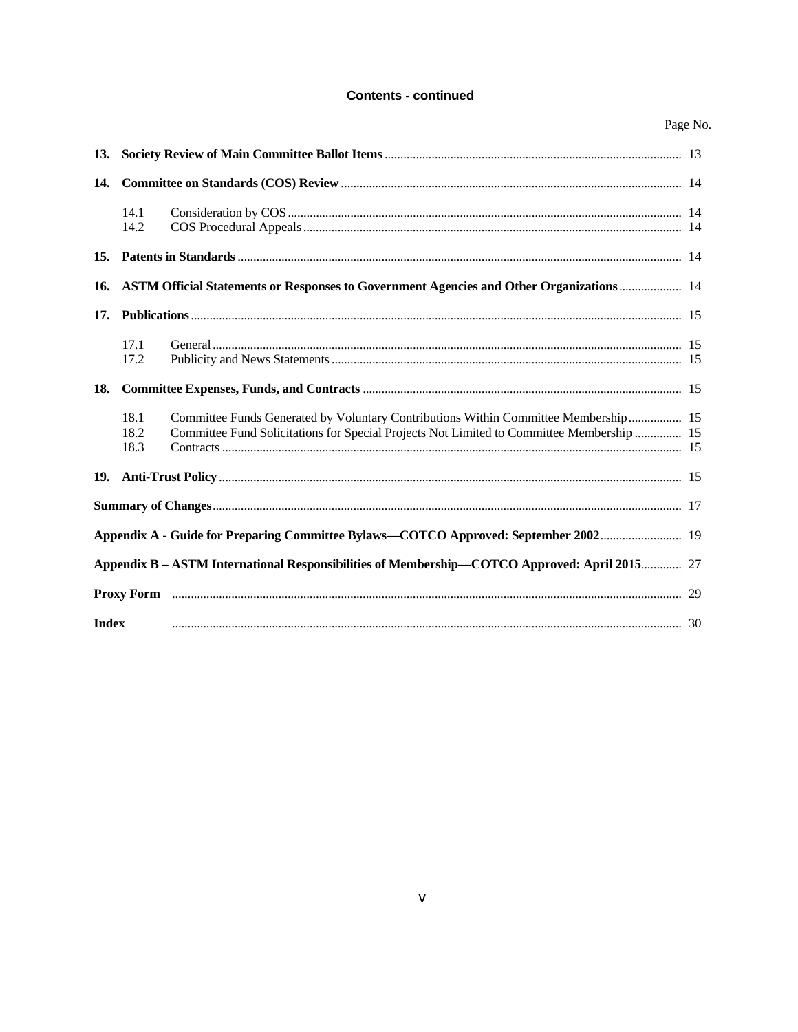**Contents - continued**

| | | Page No. |
|---|---|---|
| **13.** | **Society Review of Main Committee Ballot Items** | 13 |
| **14.** | **Committee on Standards (COS) Review** | 14 |
| 14.1 | Consideration by COS | 14 |
| 14.2 | COS Procedural Appeals | 14 |
| **15.** | **Patents in Standards** | 14 |
| **16.** | **ASTM Official Statements or Responses to Government Agencies and Other Organizations** | 14 |
| **17.** | **Publications** | 15 |
| 17.1 | General | 15 |
| 17.2 | Publicity and News Statements | 15 |
| **18.** | **Committee Expenses, Funds, and Contracts** | 15 |
| 18.1 | Committee Funds Generated by Voluntary Contributions Within Committee Membership | 15 |
| 18.2 | Committee Fund Solicitations for Special Projects Not Limited to Committee Membership | 15 |
| 18.3 | Contracts | 15 |
| **19.** | **Anti-Trust Policy** | 15 |
| | **Summary of Changes** | 17 |
| | **Appendix A - Guide for Preparing Committee Bylaws—COTCO Approved: September 2002** | 19 |
| | **Appendix B – ASTM International Responsibilities of Membership—COTCO Approved: April 2015** | 27 |
| | **Proxy Form** | 29 |
| | **Index** | 30 |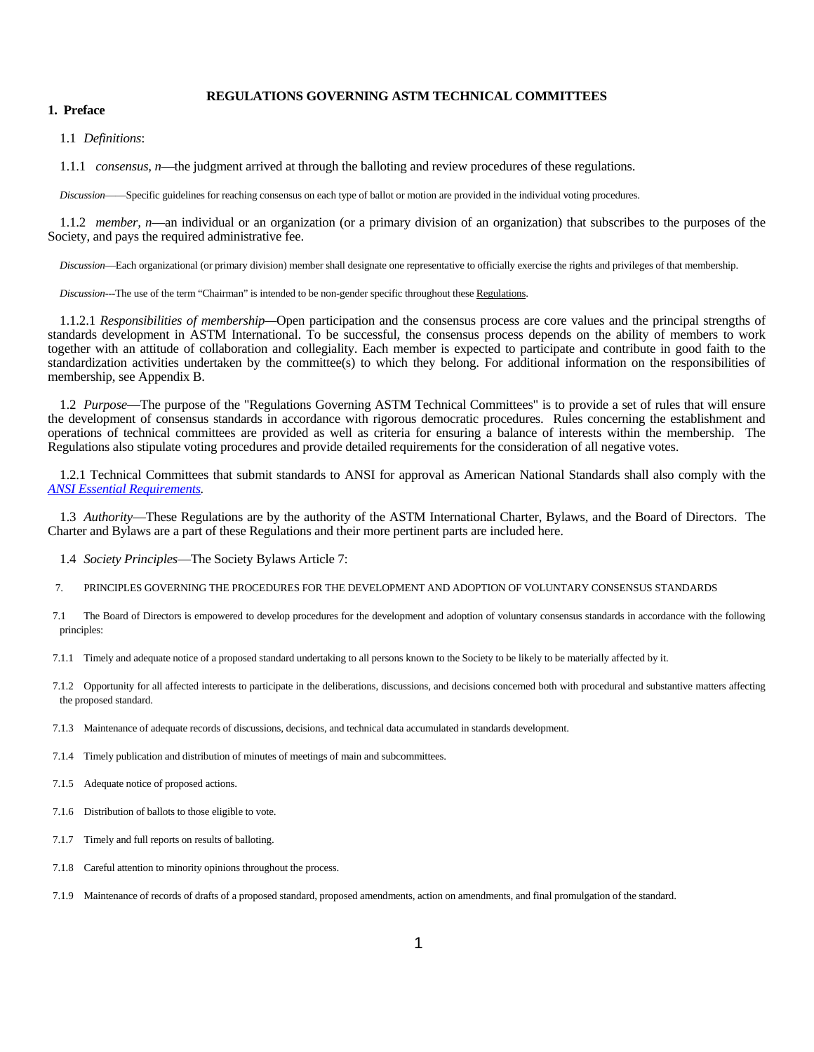# REGULATIONS GOVERNING ASTM TECHNICAL COMMITTEES

## 1. Preface

1.1 *Definitions*:

1.1.1 *consensus, n*—the judgment arrived at through the balloting and review procedures of these regulations.

*Discussion*——Specific guidelines for reaching consensus on each type of ballot or motion are provided in the individual voting procedures.

1.1.2 *member, n*—an individual or an organization (or a primary division of an organization) that subscribes to the purposes of the Society, and pays the required administrative fee.

*Discussion*—Each organizational (or primary division) member shall designate one representative to officially exercise the rights and privileges of that membership.

*Discussion*---The use of the term "Chairman" is intended to be non-gender specific throughout these Regulations.

1.1.2.1 *Responsibilities of membership*—Open participation and the consensus process are core values and the principal strengths of standards development in ASTM International. To be successful, the consensus process depends on the ability of members to work together with an attitude of collaboration and collegiality. Each member is expected to participate and contribute in good faith to the standardization activities undertaken by the committee(s) to which they belong. For additional information on the responsibilities of membership, see Appendix B.

1.2 *Purpose*—The purpose of the "Regulations Governing ASTM Technical Committees" is to provide a set of rules that will ensure the development of consensus standards in accordance with rigorous democratic procedures. Rules concerning the establishment and operations of technical committees are provided as well as criteria for ensuring a balance of interests within the membership. The Regulations also stipulate voting procedures and provide detailed requirements for the consideration of all negative votes.

1.2.1 Technical Committees that submit standards to ANSI for approval as American National Standards shall also comply with the *ANSI Essential Requirements.*

1.3 *Authority*—These Regulations are by the authority of the ASTM International Charter, Bylaws, and the Board of Directors. The Charter and Bylaws are a part of these Regulations and their more pertinent parts are included here.

1.4 *Society Principles*—The Society Bylaws Article 7:

7. PRINCIPLES GOVERNING THE PROCEDURES FOR THE DEVELOPMENT AND ADOPTION OF VOLUNTARY CONSENSUS STANDARDS

7.1 The Board of Directors is empowered to develop procedures for the development and adoption of voluntary consensus standards in accordance with the following principles:

7.1.1 Timely and adequate notice of a proposed standard undertaking to all persons known to the Society to be likely to be materially affected by it.

7.1.2 Opportunity for all affected interests to participate in the deliberations, discussions, and decisions concerned both with procedural and substantive matters affecting the proposed standard.

7.1.3 Maintenance of adequate records of discussions, decisions, and technical data accumulated in standards development.

7.1.4 Timely publication and distribution of minutes of meetings of main and subcommittees.

7.1.5 Adequate notice of proposed actions.

7.1.6 Distribution of ballots to those eligible to vote.

7.1.7 Timely and full reports on results of balloting.

7.1.8 Careful attention to minority opinions throughout the process.

7.1.9 Maintenance of records of drafts of a proposed standard, proposed amendments, action on amendments, and final promulgation of the standard.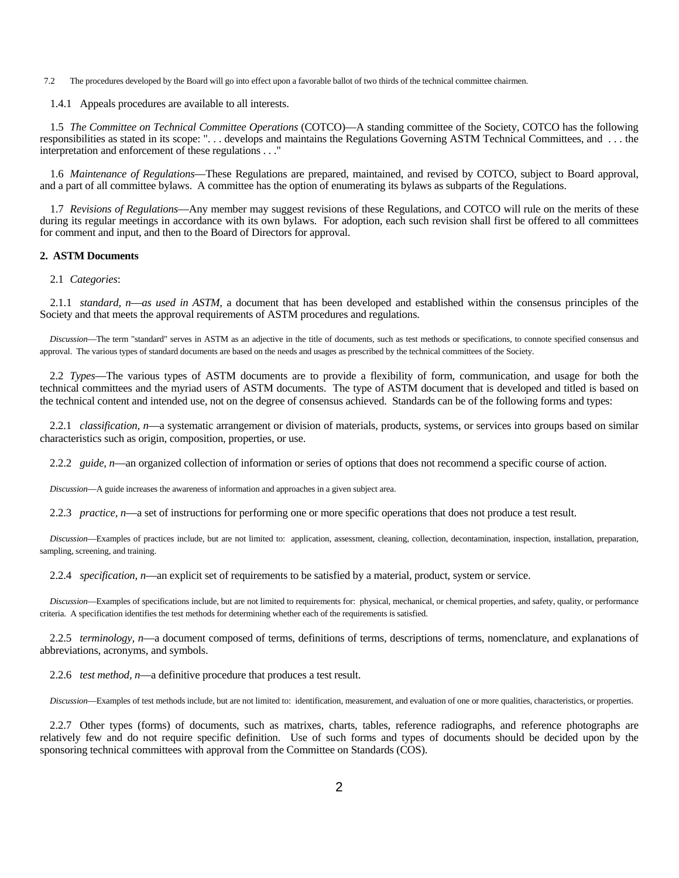7.2 The procedures developed by the Board will go into effect upon a favorable ballot of two thirds of the technical committee chairmen.

1.4.1 Appeals procedures are available to all interests.

1.5 *The Committee on Technical Committee Operations* (COTCO)—A standing committee of the Society, COTCO has the following responsibilities as stated in its scope: ". . . develops and maintains the Regulations Governing ASTM Technical Committees, and . . . the interpretation and enforcement of these regulations . . ."

1.6 *Maintenance of Regulations*—These Regulations are prepared, maintained, and revised by COTCO, subject to Board approval, and a part of all committee bylaws. A committee has the option of enumerating its bylaws as subparts of the Regulations.

1.7 *Revisions of Regulations*—Any member may suggest revisions of these Regulations, and COTCO will rule on the merits of these during its regular meetings in accordance with its own bylaws. For adoption, each such revision shall first be offered to all committees for comment and input, and then to the Board of Directors for approval.

## 2. ASTM Documents

2.1 *Categories*:

2.1.1 *standard, n—as used in ASTM,* a document that has been developed and established within the consensus principles of the Society and that meets the approval requirements of ASTM procedures and regulations.

*Discussion*—The term "standard" serves in ASTM as an adjective in the title of documents, such as test methods or specifications, to connote specified consensus and approval. The various types of standard documents are based on the needs and usages as prescribed by the technical committees of the Society.

2.2 *Types*—The various types of ASTM documents are to provide a flexibility of form, communication, and usage for both the technical committees and the myriad users of ASTM documents. The type of ASTM document that is developed and titled is based on the technical content and intended use, not on the degree of consensus achieved. Standards can be of the following forms and types:

2.2.1 *classification, n*—a systematic arrangement or division of materials, products, systems, or services into groups based on similar characteristics such as origin, composition, properties, or use.

2.2.2 *guide, n*—an organized collection of information or series of options that does not recommend a specific course of action.

*Discussion*—A guide increases the awareness of information and approaches in a given subject area.

2.2.3 *practice, n*—a set of instructions for performing one or more specific operations that does not produce a test result.

*Discussion*—Examples of practices include, but are not limited to: application, assessment, cleaning, collection, decontamination, inspection, installation, preparation, sampling, screening, and training.

2.2.4 *specification, n*—an explicit set of requirements to be satisfied by a material, product, system or service.

*Discussion*—Examples of specifications include, but are not limited to requirements for: physical, mechanical, or chemical properties, and safety, quality, or performance criteria. A specification identifies the test methods for determining whether each of the requirements is satisfied.

2.2.5 *terminology, n*—a document composed of terms, definitions of terms, descriptions of terms, nomenclature, and explanations of abbreviations, acronyms, and symbols.

2.2.6 *test method, n*—a definitive procedure that produces a test result.

*Discussion*—Examples of test methods include, but are not limited to: identification, measurement, and evaluation of one or more qualities, characteristics, or properties.

2.2.7 Other types (forms) of documents, such as matrixes, charts, tables, reference radiographs, and reference photographs are relatively few and do not require specific definition. Use of such forms and types of documents should be decided upon by the sponsoring technical committees with approval from the Committee on Standards (COS).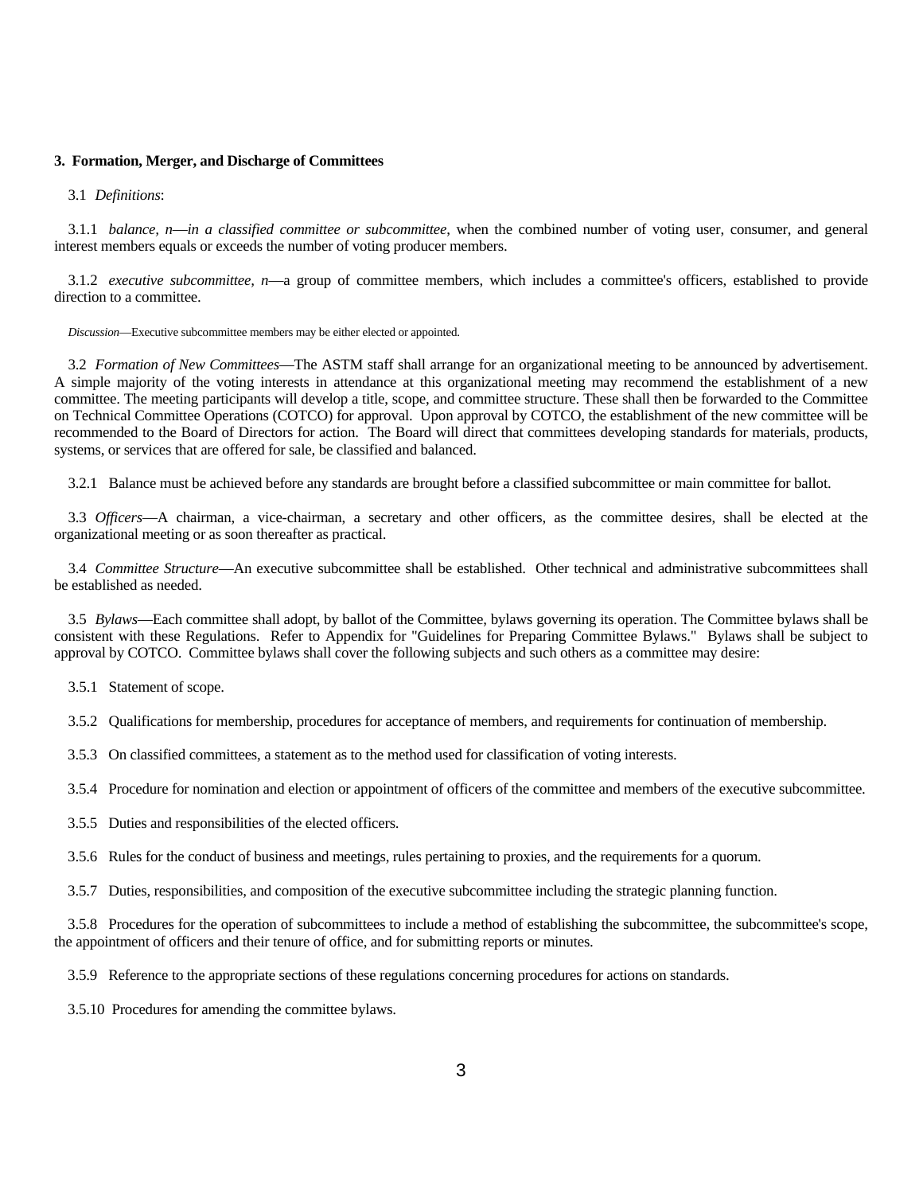## 3. Formation, Merger, and Discharge of Committees

3.1 *Definitions*:

3.1.1 *balance, n*—*in a classified committee or subcommittee*, when the combined number of voting user, consumer, and general interest members equals or exceeds the number of voting producer members.

3.1.2 *executive subcommittee, n*—a group of committee members, which includes a committee's officers, established to provide direction to a committee.

*Discussion*—Executive subcommittee members may be either elected or appointed.

3.2 *Formation of New Committees*—The ASTM staff shall arrange for an organizational meeting to be announced by advertisement. A simple majority of the voting interests in attendance at this organizational meeting may recommend the establishment of a new committee. The meeting participants will develop a title, scope, and committee structure. These shall then be forwarded to the Committee on Technical Committee Operations (COTCO) for approval. Upon approval by COTCO, the establishment of the new committee will be recommended to the Board of Directors for action. The Board will direct that committees developing standards for materials, products, systems, or services that are offered for sale, be classified and balanced.

3.2.1 Balance must be achieved before any standards are brought before a classified subcommittee or main committee for ballot.

3.3 *Officers*—A chairman, a vice-chairman, a secretary and other officers, as the committee desires, shall be elected at the organizational meeting or as soon thereafter as practical.

3.4 *Committee Structure*—An executive subcommittee shall be established. Other technical and administrative subcommittees shall be established as needed.

3.5 *Bylaws*—Each committee shall adopt, by ballot of the Committee, bylaws governing its operation. The Committee bylaws shall be consistent with these Regulations. Refer to Appendix for "Guidelines for Preparing Committee Bylaws." Bylaws shall be subject to approval by COTCO. Committee bylaws shall cover the following subjects and such others as a committee may desire:

3.5.1 Statement of scope.

3.5.2 Qualifications for membership, procedures for acceptance of members, and requirements for continuation of membership.

3.5.3 On classified committees, a statement as to the method used for classification of voting interests.

3.5.4 Procedure for nomination and election or appointment of officers of the committee and members of the executive subcommittee.

3.5.5 Duties and responsibilities of the elected officers.

3.5.6 Rules for the conduct of business and meetings, rules pertaining to proxies, and the requirements for a quorum.

3.5.7 Duties, responsibilities, and composition of the executive subcommittee including the strategic planning function.

3.5.8 Procedures for the operation of subcommittees to include a method of establishing the subcommittee, the subcommittee's scope, the appointment of officers and their tenure of office, and for submitting reports or minutes.

3.5.9 Reference to the appropriate sections of these regulations concerning procedures for actions on standards.

3.5.10 Procedures for amending the committee bylaws.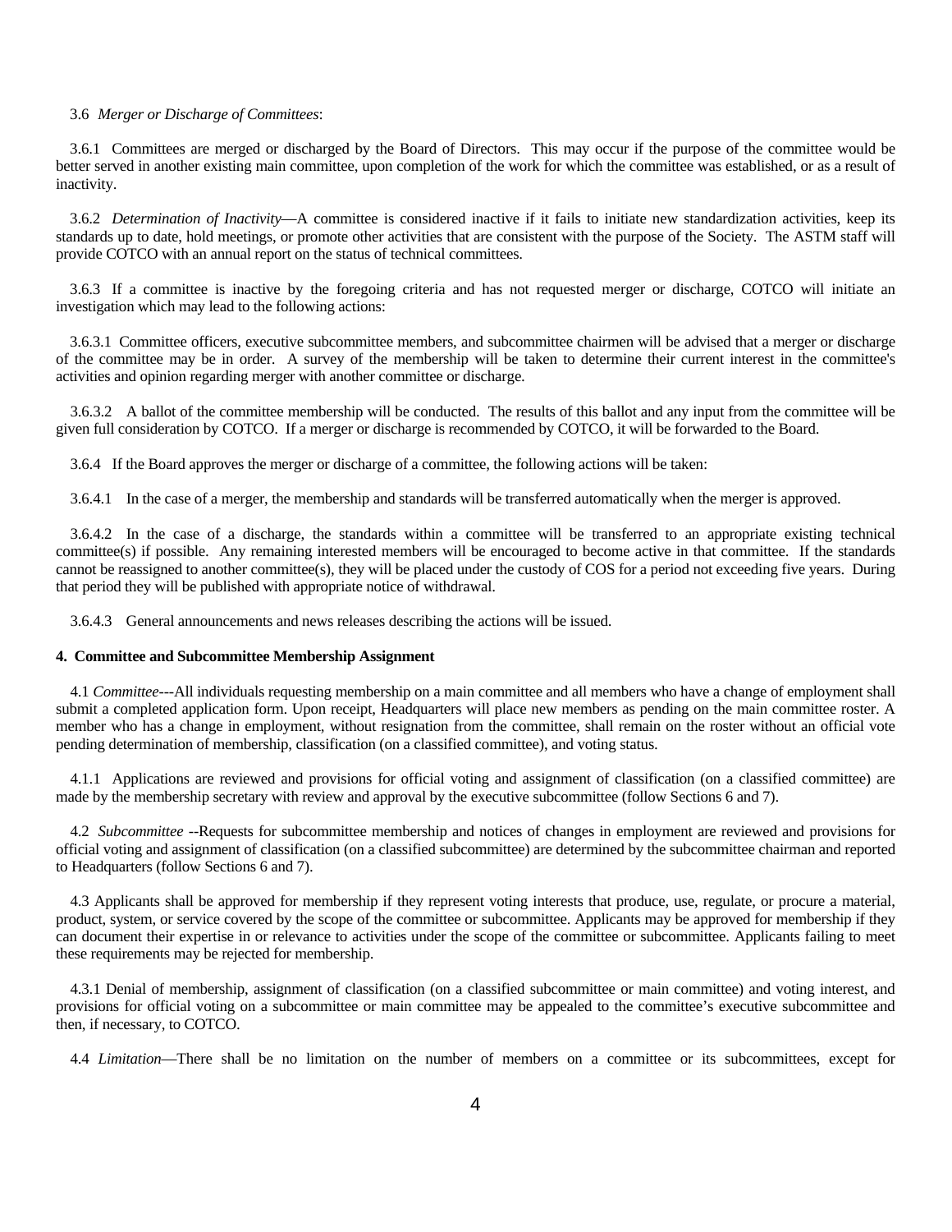3.6 *Merger or Discharge of Committees*:

3.6.1 Committees are merged or discharged by the Board of Directors. This may occur if the purpose of the committee would be better served in another existing main committee, upon completion of the work for which the committee was established, or as a result of inactivity.

3.6.2 *Determination of Inactivity*—A committee is considered inactive if it fails to initiate new standardization activities, keep its standards up to date, hold meetings, or promote other activities that are consistent with the purpose of the Society. The ASTM staff will provide COTCO with an annual report on the status of technical committees.

3.6.3 If a committee is inactive by the foregoing criteria and has not requested merger or discharge, COTCO will initiate an investigation which may lead to the following actions:

3.6.3.1 Committee officers, executive subcommittee members, and subcommittee chairmen will be advised that a merger or discharge of the committee may be in order. A survey of the membership will be taken to determine their current interest in the committee's activities and opinion regarding merger with another committee or discharge.

3.6.3.2 A ballot of the committee membership will be conducted. The results of this ballot and any input from the committee will be given full consideration by COTCO. If a merger or discharge is recommended by COTCO, it will be forwarded to the Board.

3.6.4 If the Board approves the merger or discharge of a committee, the following actions will be taken:

3.6.4.1 In the case of a merger, the membership and standards will be transferred automatically when the merger is approved.

3.6.4.2 In the case of a discharge, the standards within a committee will be transferred to an appropriate existing technical committee(s) if possible. Any remaining interested members will be encouraged to become active in that committee. If the standards cannot be reassigned to another committee(s), they will be placed under the custody of COS for a period not exceeding five years. During that period they will be published with appropriate notice of withdrawal.

3.6.4.3 General announcements and news releases describing the actions will be issued.

**4. Committee and Subcommittee Membership Assignment**

4.1 *Committee*---All individuals requesting membership on a main committee and all members who have a change of employment shall submit a completed application form. Upon receipt, Headquarters will place new members as pending on the main committee roster. A member who has a change in employment, without resignation from the committee, shall remain on the roster without an official vote pending determination of membership, classification (on a classified committee), and voting status.

4.1.1 Applications are reviewed and provisions for official voting and assignment of classification (on a classified committee) are made by the membership secretary with review and approval by the executive subcommittee (follow Sections 6 and 7).

4.2 *Subcommittee* --Requests for subcommittee membership and notices of changes in employment are reviewed and provisions for official voting and assignment of classification (on a classified subcommittee) are determined by the subcommittee chairman and reported to Headquarters (follow Sections 6 and 7).

4.3 Applicants shall be approved for membership if they represent voting interests that produce, use, regulate, or procure a material, product, system, or service covered by the scope of the committee or subcommittee. Applicants may be approved for membership if they can document their expertise in or relevance to activities under the scope of the committee or subcommittee. Applicants failing to meet these requirements may be rejected for membership.

4.3.1 Denial of membership, assignment of classification (on a classified subcommittee or main committee) and voting interest, and provisions for official voting on a subcommittee or main committee may be appealed to the committee's executive subcommittee and then, if necessary, to COTCO.

4.4 *Limitation*—There shall be no limitation on the number of members on a committee or its subcommittees, except for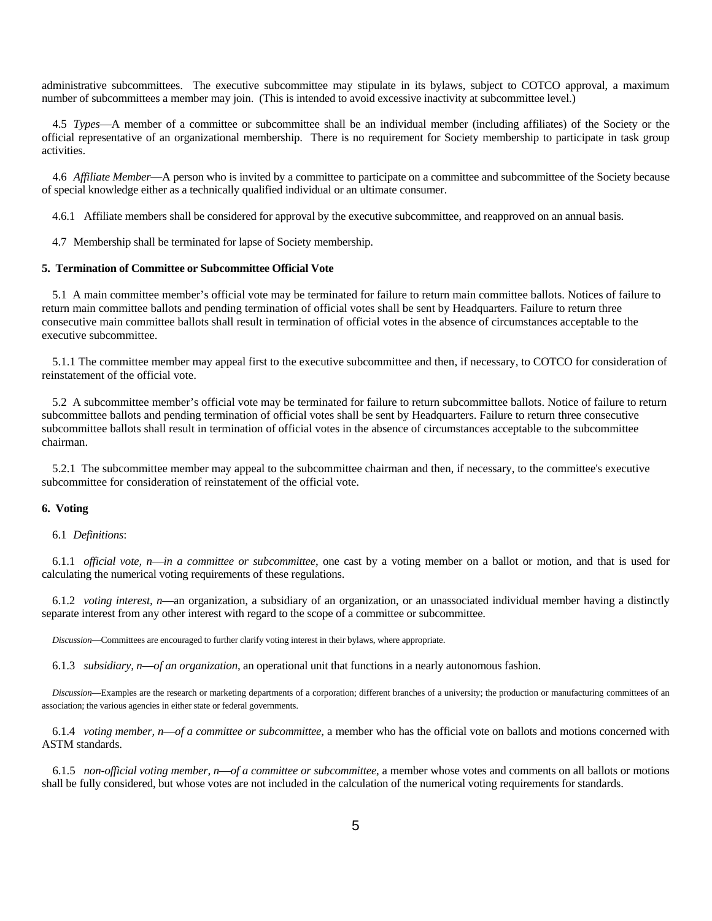administrative subcommittees. The executive subcommittee may stipulate in its bylaws, subject to COTCO approval, a maximum number of subcommittees a member may join. (This is intended to avoid excessive inactivity at subcommittee level.)

4.5 *Types*—A member of a committee or subcommittee shall be an individual member (including affiliates) of the Society or the official representative of an organizational membership. There is no requirement for Society membership to participate in task group activities.

4.6 *Affiliate Member*—A person who is invited by a committee to participate on a committee and subcommittee of the Society because of special knowledge either as a technically qualified individual or an ultimate consumer.

4.6.1 Affiliate members shall be considered for approval by the executive subcommittee, and reapproved on an annual basis.

4.7 Membership shall be terminated for lapse of Society membership.

**5. Termination of Committee or Subcommittee Official Vote**

5.1 A main committee member's official vote may be terminated for failure to return main committee ballots. Notices of failure to return main committee ballots and pending termination of official votes shall be sent by Headquarters. Failure to return three consecutive main committee ballots shall result in termination of official votes in the absence of circumstances acceptable to the executive subcommittee.

5.1.1 The committee member may appeal first to the executive subcommittee and then, if necessary, to COTCO for consideration of reinstatement of the official vote.

5.2 A subcommittee member's official vote may be terminated for failure to return subcommittee ballots. Notice of failure to return subcommittee ballots and pending termination of official votes shall be sent by Headquarters. Failure to return three consecutive subcommittee ballots shall result in termination of official votes in the absence of circumstances acceptable to the subcommittee chairman.

5.2.1 The subcommittee member may appeal to the subcommittee chairman and then, if necessary, to the committee's executive subcommittee for consideration of reinstatement of the official vote.

**6. Voting**

6.1 *Definitions*:

6.1.1 *official vote, n*—*in a committee or subcommittee*, one cast by a voting member on a ballot or motion, and that is used for calculating the numerical voting requirements of these regulations.

6.1.2 *voting interest, n*—an organization, a subsidiary of an organization, or an unassociated individual member having a distinctly separate interest from any other interest with regard to the scope of a committee or subcommittee.

*Discussion*—Committees are encouraged to further clarify voting interest in their bylaws, where appropriate.

6.1.3 *subsidiary, n*—*of an organization*, an operational unit that functions in a nearly autonomous fashion.

*Discussion*—Examples are the research or marketing departments of a corporation; different branches of a university; the production or manufacturing committees of an association; the various agencies in either state or federal governments.

6.1.4 *voting member, n*—*of a committee or subcommittee*, a member who has the official vote on ballots and motions concerned with ASTM standards.

6.1.5 *non-official voting member, n*—*of a committee or subcommittee*, a member whose votes and comments on all ballots or motions shall be fully considered, but whose votes are not included in the calculation of the numerical voting requirements for standards.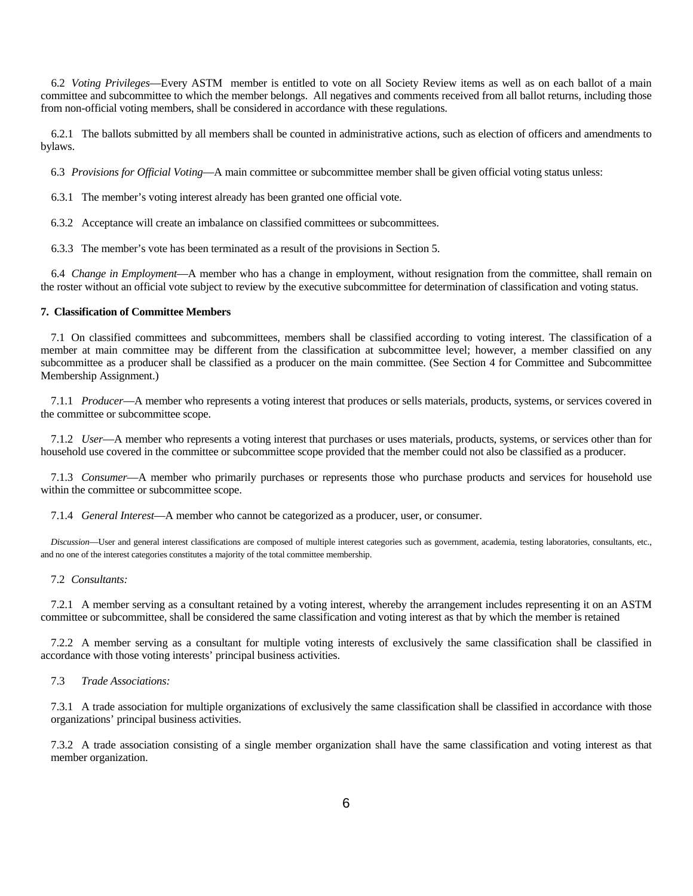6.2 *Voting Privileges*—Every ASTM member is entitled to vote on all Society Review items as well as on each ballot of a main committee and subcommittee to which the member belongs. All negatives and comments received from all ballot returns, including those from non-official voting members, shall be considered in accordance with these regulations.

6.2.1 The ballots submitted by all members shall be counted in administrative actions, such as election of officers and amendments to bylaws.

6.3 *Provisions for Official Voting*—A main committee or subcommittee member shall be given official voting status unless:

6.3.1 The member's voting interest already has been granted one official vote.

6.3.2 Acceptance will create an imbalance on classified committees or subcommittees.

6.3.3 The member's vote has been terminated as a result of the provisions in Section 5.

6.4 *Change in Employment*—A member who has a change in employment, without resignation from the committee, shall remain on the roster without an official vote subject to review by the executive subcommittee for determination of classification and voting status.

**7. Classification of Committee Members**

7.1 On classified committees and subcommittees, members shall be classified according to voting interest. The classification of a member at main committee may be different from the classification at subcommittee level; however, a member classified on any subcommittee as a producer shall be classified as a producer on the main committee. (See Section 4 for Committee and Subcommittee Membership Assignment.)

7.1.1 *Producer*—A member who represents a voting interest that produces or sells materials, products, systems, or services covered in the committee or subcommittee scope.

7.1.2 *User*—A member who represents a voting interest that purchases or uses materials, products, systems, or services other than for household use covered in the committee or subcommittee scope provided that the member could not also be classified as a producer.

7.1.3 *Consumer*—A member who primarily purchases or represents those who purchase products and services for household use within the committee or subcommittee scope.

7.1.4 *General Interest*—A member who cannot be categorized as a producer, user, or consumer.

*Discussion*—User and general interest classifications are composed of multiple interest categories such as government, academia, testing laboratories, consultants, etc., and no one of the interest categories constitutes a majority of the total committee membership.

7.2 *Consultants:*

7.2.1 A member serving as a consultant retained by a voting interest, whereby the arrangement includes representing it on an ASTM committee or subcommittee, shall be considered the same classification and voting interest as that by which the member is retained

7.2.2 A member serving as a consultant for multiple voting interests of exclusively the same classification shall be classified in accordance with those voting interests' principal business activities.

7.3 *Trade Associations:*

7.3.1 A trade association for multiple organizations of exclusively the same classification shall be classified in accordance with those organizations' principal business activities.

7.3.2 A trade association consisting of a single member organization shall have the same classification and voting interest as that member organization.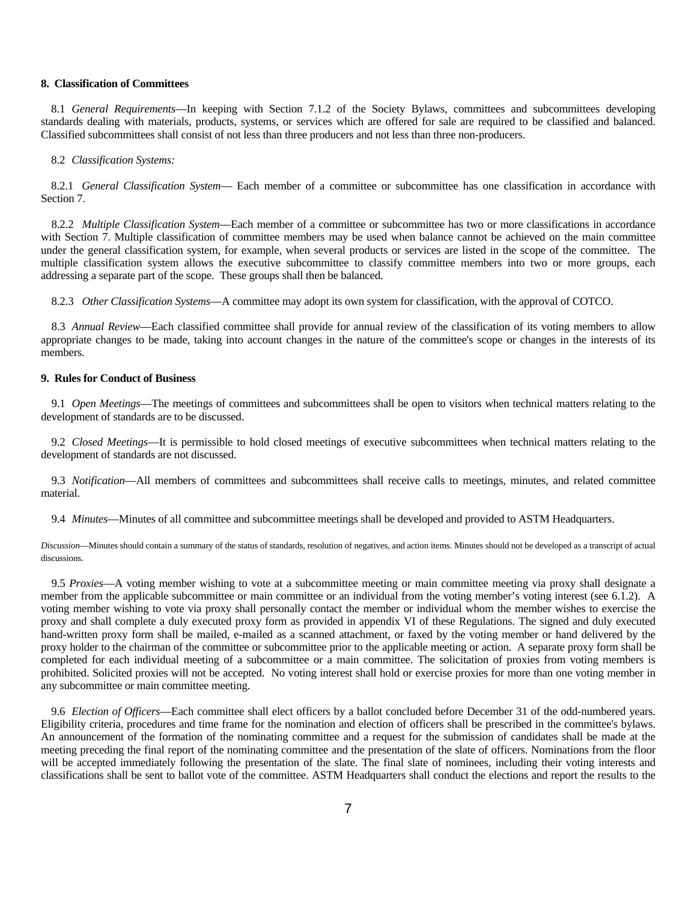**8. Classification of Committees**

8.1 *General Requirements*—In keeping with Section 7.1.2 of the Society Bylaws, committees and subcommittees developing standards dealing with materials, products, systems, or services which are offered for sale are required to be classified and balanced. Classified subcommittees shall consist of not less than three producers and not less than three non-producers.

8.2 *Classification Systems:*

8.2.1 *General Classification System*— Each member of a committee or subcommittee has one classification in accordance with Section 7.

8.2.2 *Multiple Classification System*—Each member of a committee or subcommittee has two or more classifications in accordance with Section 7. Multiple classification of committee members may be used when balance cannot be achieved on the main committee under the general classification system, for example, when several products or services are listed in the scope of the committee. The multiple classification system allows the executive subcommittee to classify committee members into two or more groups, each addressing a separate part of the scope. These groups shall then be balanced.

8.2.3 *Other Classification Systems*—A committee may adopt its own system for classification, with the approval of COTCO.

8.3 *Annual Review*—Each classified committee shall provide for annual review of the classification of its voting members to allow appropriate changes to be made, taking into account changes in the nature of the committee's scope or changes in the interests of its members.

**9. Rules for Conduct of Business**

9.1 *Open Meetings*—The meetings of committees and subcommittees shall be open to visitors when technical matters relating to the development of standards are to be discussed.

9.2 *Closed Meetings*—It is permissible to hold closed meetings of executive subcommittees when technical matters relating to the development of standards are not discussed.

9.3 *Notification*—All members of committees and subcommittees shall receive calls to meetings, minutes, and related committee material.

9.4 *Minutes*—Minutes of all committee and subcommittee meetings shall be developed and provided to ASTM Headquarters.

*Discussion*—Minutes should contain a summary of the status of standards, resolution of negatives, and action items. Minutes should not be developed as a transcript of actual discussions.

9.5 *Proxies*—A voting member wishing to vote at a subcommittee meeting or main committee meeting via proxy shall designate a member from the applicable subcommittee or main committee or an individual from the voting member's voting interest (see 6.1.2). A voting member wishing to vote via proxy shall personally contact the member or individual whom the member wishes to exercise the proxy and shall complete a duly executed proxy form as provided in appendix VI of these Regulations. The signed and duly executed hand-written proxy form shall be mailed, e-mailed as a scanned attachment, or faxed by the voting member or hand delivered by the proxy holder to the chairman of the committee or subcommittee prior to the applicable meeting or action. A separate proxy form shall be completed for each individual meeting of a subcommittee or a main committee. The solicitation of proxies from voting members is prohibited. Solicited proxies will not be accepted. No voting interest shall hold or exercise proxies for more than one voting member in any subcommittee or main committee meeting.

9.6 *Election of Officers*—Each committee shall elect officers by a ballot concluded before December 31 of the odd-numbered years. Eligibility criteria, procedures and time frame for the nomination and election of officers shall be prescribed in the committee's bylaws. An announcement of the formation of the nominating committee and a request for the submission of candidates shall be made at the meeting preceding the final report of the nominating committee and the presentation of the slate of officers. Nominations from the floor will be accepted immediately following the presentation of the slate. The final slate of nominees, including their voting interests and classifications shall be sent to ballot vote of the committee. ASTM Headquarters shall conduct the elections and report the results to the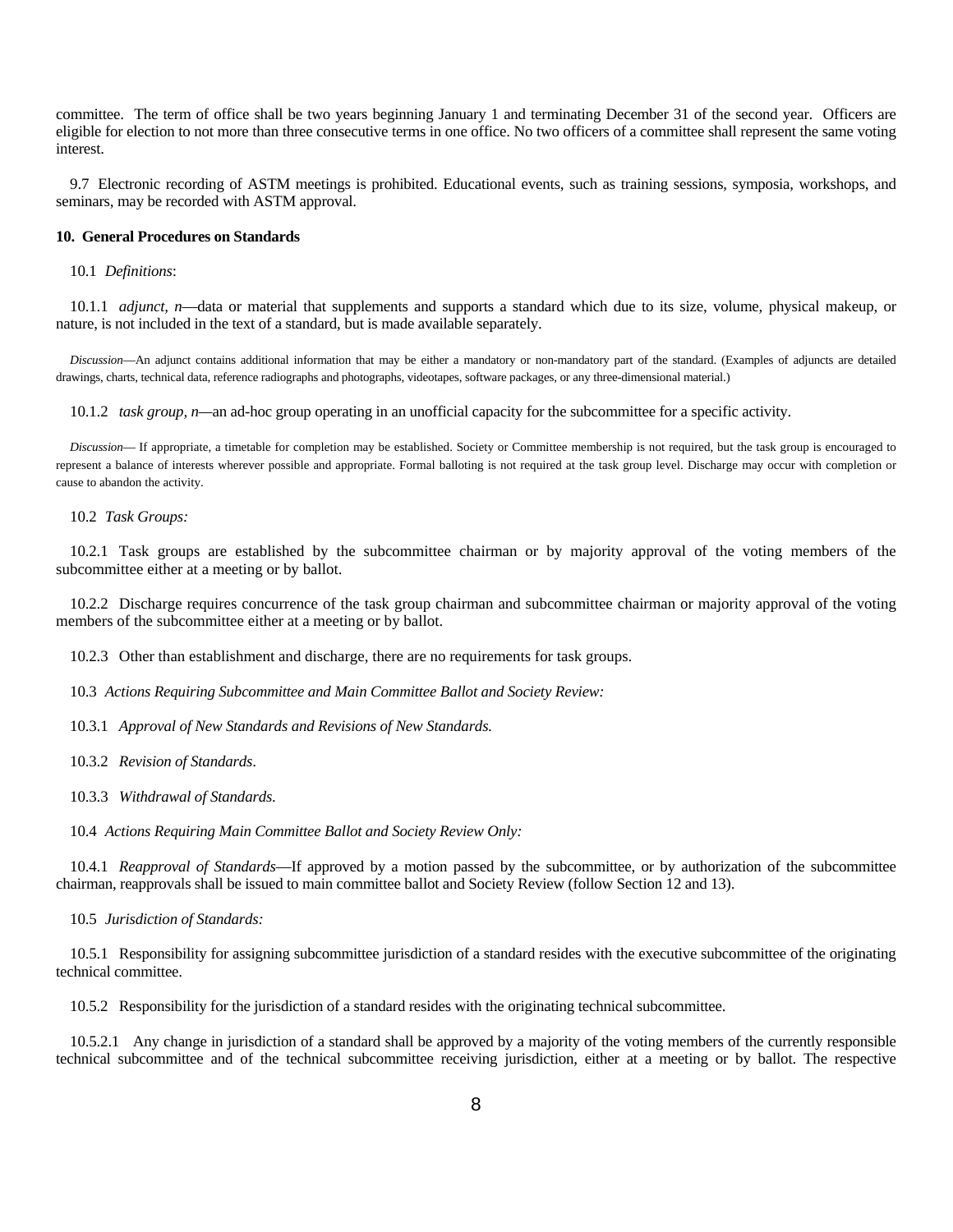committee. The term of office shall be two years beginning January 1 and terminating December 31 of the second year. Officers are eligible for election to not more than three consecutive terms in one office. No two officers of a committee shall represent the same voting interest.

9.7 Electronic recording of ASTM meetings is prohibited. Educational events, such as training sessions, symposia, workshops, and seminars, may be recorded with ASTM approval.

**10. General Procedures on Standards**

10.1 *Definitions*:

10.1.1 *adjunct, n*—data or material that supplements and supports a standard which due to its size, volume, physical makeup, or nature, is not included in the text of a standard, but is made available separately.

*Discussion*—An adjunct contains additional information that may be either a mandatory or non-mandatory part of the standard. (Examples of adjuncts are detailed drawings, charts, technical data, reference radiographs and photographs, videotapes, software packages, or any three-dimensional material.)

10.1.2 *task group, n*—an ad-hoc group operating in an unofficial capacity for the subcommittee for a specific activity.

*Discussion*— If appropriate, a timetable for completion may be established. Society or Committee membership is not required, but the task group is encouraged to represent a balance of interests wherever possible and appropriate. Formal balloting is not required at the task group level. Discharge may occur with completion or cause to abandon the activity.

10.2 *Task Groups:*

10.2.1 Task groups are established by the subcommittee chairman or by majority approval of the voting members of the subcommittee either at a meeting or by ballot.

10.2.2 Discharge requires concurrence of the task group chairman and subcommittee chairman or majority approval of the voting members of the subcommittee either at a meeting or by ballot.

10.2.3 Other than establishment and discharge, there are no requirements for task groups.

10.3 *Actions Requiring Subcommittee and Main Committee Ballot and Society Review:*

10.3.1 *Approval of New Standards and Revisions of New Standards.*

10.3.2 *Revision of Standards*.

10.3.3 *Withdrawal of Standards*.

10.4 *Actions Requiring Main Committee Ballot and Society Review Only:*

10.4.1 *Reapproval of Standards*—If approved by a motion passed by the subcommittee, or by authorization of the subcommittee chairman, reapprovals shall be issued to main committee ballot and Society Review (follow Section 12 and 13).

10.5 *Jurisdiction of Standards:*

10.5.1 Responsibility for assigning subcommittee jurisdiction of a standard resides with the executive subcommittee of the originating technical committee.

10.5.2 Responsibility for the jurisdiction of a standard resides with the originating technical subcommittee.

10.5.2.1 Any change in jurisdiction of a standard shall be approved by a majority of the voting members of the currently responsible technical subcommittee and of the technical subcommittee receiving jurisdiction, either at a meeting or by ballot. The respective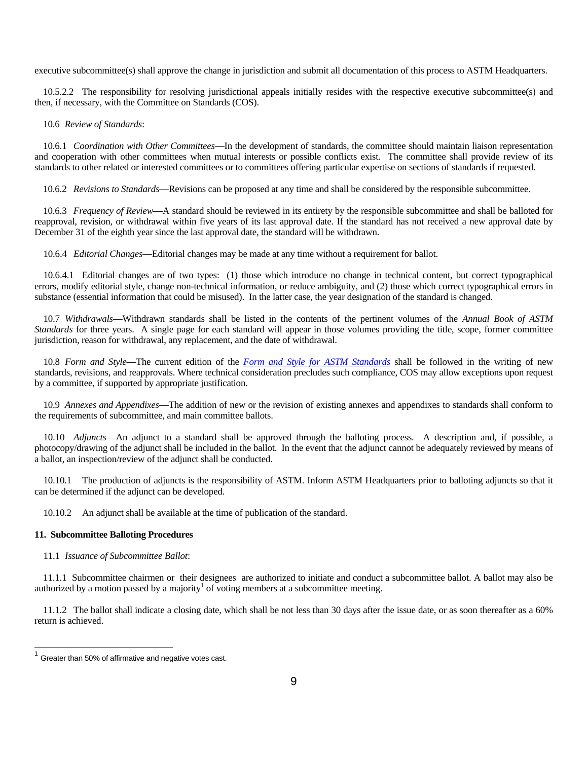executive subcommittee(s) shall approve the change in jurisdiction and submit all documentation of this process to ASTM Headquarters.

10.5.2.2 The responsibility for resolving jurisdictional appeals initially resides with the respective executive subcommittee(s) and then, if necessary, with the Committee on Standards (COS).

10.6 *Review of Standards*:

10.6.1 *Coordination with Other Committees*—In the development of standards, the committee should maintain liaison representation and cooperation with other committees when mutual interests or possible conflicts exist. The committee shall provide review of its standards to other related or interested committees or to committees offering particular expertise on sections of standards if requested.

10.6.2 *Revisions to Standards*—Revisions can be proposed at any time and shall be considered by the responsible subcommittee.

10.6.3 *Frequency of Review*—A standard should be reviewed in its entirety by the responsible subcommittee and shall be balloted for reapproval, revision, or withdrawal within five years of its last approval date. If the standard has not received a new approval date by December 31 of the eighth year since the last approval date, the standard will be withdrawn.

10.6.4 *Editorial Changes*—Editorial changes may be made at any time without a requirement for ballot.

10.6.4.1 Editorial changes are of two types: (1) those which introduce no change in technical content, but correct typographical errors, modify editorial style, change non-technical information, or reduce ambiguity, and (2) those which correct typographical errors in substance (essential information that could be misused). In the latter case, the year designation of the standard is changed.

10.7 *Withdrawals*—Withdrawn standards shall be listed in the contents of the pertinent volumes of the *Annual Book of ASTM Standards* for three years. A single page for each standard will appear in those volumes providing the title, scope, former committee jurisdiction, reason for withdrawal, any replacement, and the date of withdrawal.

10.8 *Form and Style*—The current edition of the *Form and Style for ASTM Standards* shall be followed in the writing of new standards, revisions, and reapprovals. Where technical consideration precludes such compliance, COS may allow exceptions upon request by a committee, if supported by appropriate justification.

10.9 *Annexes and Appendixes*—The addition of new or the revision of existing annexes and appendixes to standards shall conform to the requirements of subcommittee, and main committee ballots.

10.10 *Adjuncts*—An adjunct to a standard shall be approved through the balloting process. A description and, if possible, a photocopy/drawing of the adjunct shall be included in the ballot. In the event that the adjunct cannot be adequately reviewed by means of a ballot, an inspection/review of the adjunct shall be conducted.

10.10.1 The production of adjuncts is the responsibility of ASTM. Inform ASTM Headquarters prior to balloting adjuncts so that it can be determined if the adjunct can be developed.

10.10.2 An adjunct shall be available at the time of publication of the standard.

## 11. Subcommittee Balloting Procedures

11.1 *Issuance of Subcommittee Ballot*:

11.1.1 Subcommittee chairmen or their designees are authorized to initiate and conduct a subcommittee ballot. A ballot may also be authorized by a motion passed by a majority[1] of voting members at a subcommittee meeting.

11.1.2 The ballot shall indicate a closing date, which shall be not less than 30 days after the issue date, or as soon thereafter as a 60% return is achieved.

---

[1] Greater than 50% of affirmative and negative votes cast.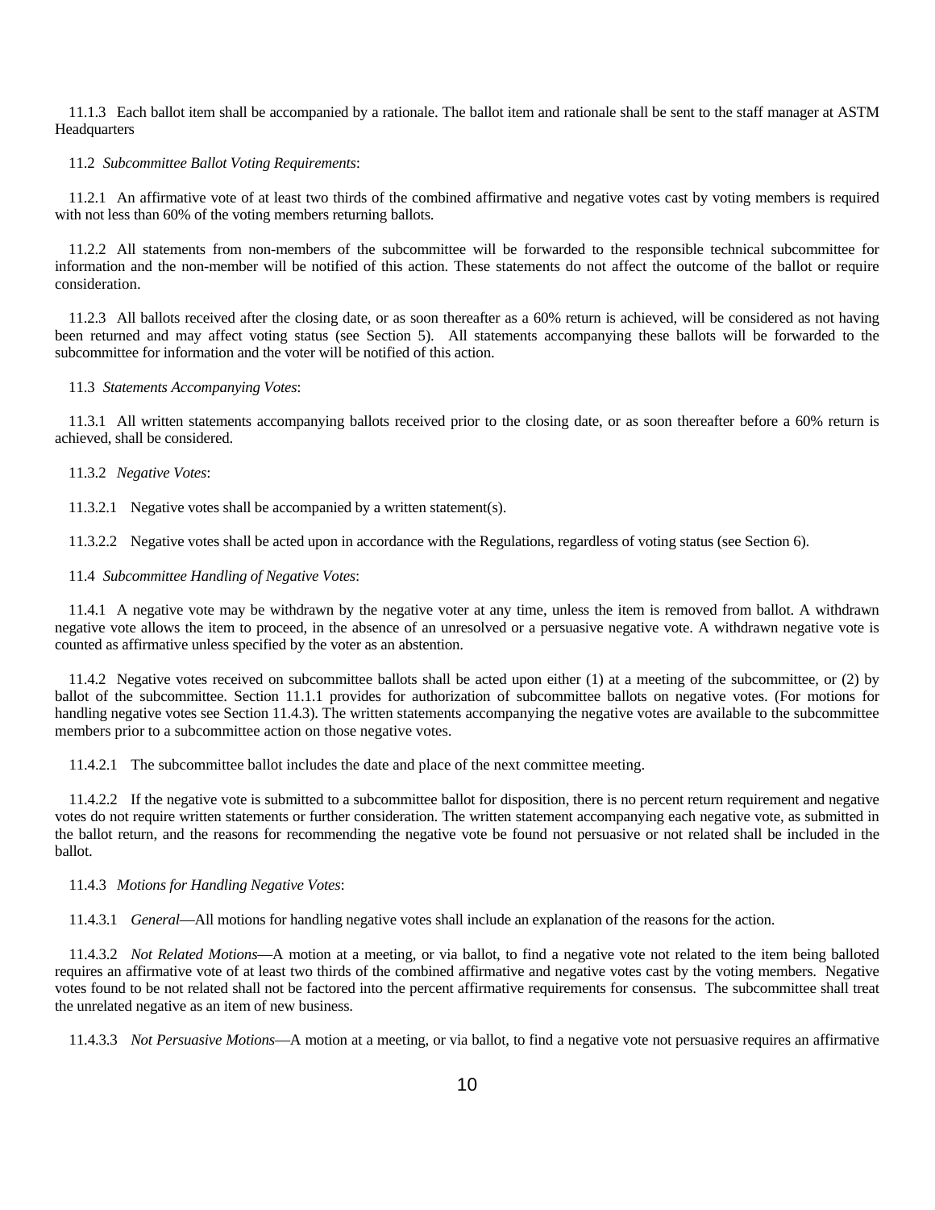11.1.3 Each ballot item shall be accompanied by a rationale. The ballot item and rationale shall be sent to the staff manager at ASTM Headquarters

11.2 *Subcommittee Ballot Voting Requirements*:

11.2.1 An affirmative vote of at least two thirds of the combined affirmative and negative votes cast by voting members is required with not less than 60% of the voting members returning ballots.

11.2.2 All statements from non-members of the subcommittee will be forwarded to the responsible technical subcommittee for information and the non-member will be notified of this action. These statements do not affect the outcome of the ballot or require consideration.

11.2.3 All ballots received after the closing date, or as soon thereafter as a 60% return is achieved, will be considered as not having been returned and may affect voting status (see Section 5). All statements accompanying these ballots will be forwarded to the subcommittee for information and the voter will be notified of this action.

11.3 *Statements Accompanying Votes*:

11.3.1 All written statements accompanying ballots received prior to the closing date, or as soon thereafter before a 60% return is achieved, shall be considered.

11.3.2 *Negative Votes*:

11.3.2.1 Negative votes shall be accompanied by a written statement(s).

11.3.2.2 Negative votes shall be acted upon in accordance with the Regulations, regardless of voting status (see Section 6).

11.4 *Subcommittee Handling of Negative Votes*:

11.4.1 A negative vote may be withdrawn by the negative voter at any time, unless the item is removed from ballot. A withdrawn negative vote allows the item to proceed, in the absence of an unresolved or a persuasive negative vote. A withdrawn negative vote is counted as affirmative unless specified by the voter as an abstention.

11.4.2 Negative votes received on subcommittee ballots shall be acted upon either (1) at a meeting of the subcommittee, or (2) by ballot of the subcommittee. Section 11.1.1 provides for authorization of subcommittee ballots on negative votes. (For motions for handling negative votes see Section 11.4.3). The written statements accompanying the negative votes are available to the subcommittee members prior to a subcommittee action on those negative votes.

11.4.2.1 The subcommittee ballot includes the date and place of the next committee meeting.

11.4.2.2 If the negative vote is submitted to a subcommittee ballot for disposition, there is no percent return requirement and negative votes do not require written statements or further consideration. The written statement accompanying each negative vote, as submitted in the ballot return, and the reasons for recommending the negative vote be found not persuasive or not related shall be included in the ballot.

11.4.3 *Motions for Handling Negative Votes*:

11.4.3.1 *General*—All motions for handling negative votes shall include an explanation of the reasons for the action.

11.4.3.2 *Not Related Motions*—A motion at a meeting, or via ballot, to find a negative vote not related to the item being balloted requires an affirmative vote of at least two thirds of the combined affirmative and negative votes cast by the voting members. Negative votes found to be not related shall not be factored into the percent affirmative requirements for consensus. The subcommittee shall treat the unrelated negative as an item of new business.

11.4.3.3 *Not Persuasive Motions*—A motion at a meeting, or via ballot, to find a negative vote not persuasive requires an affirmative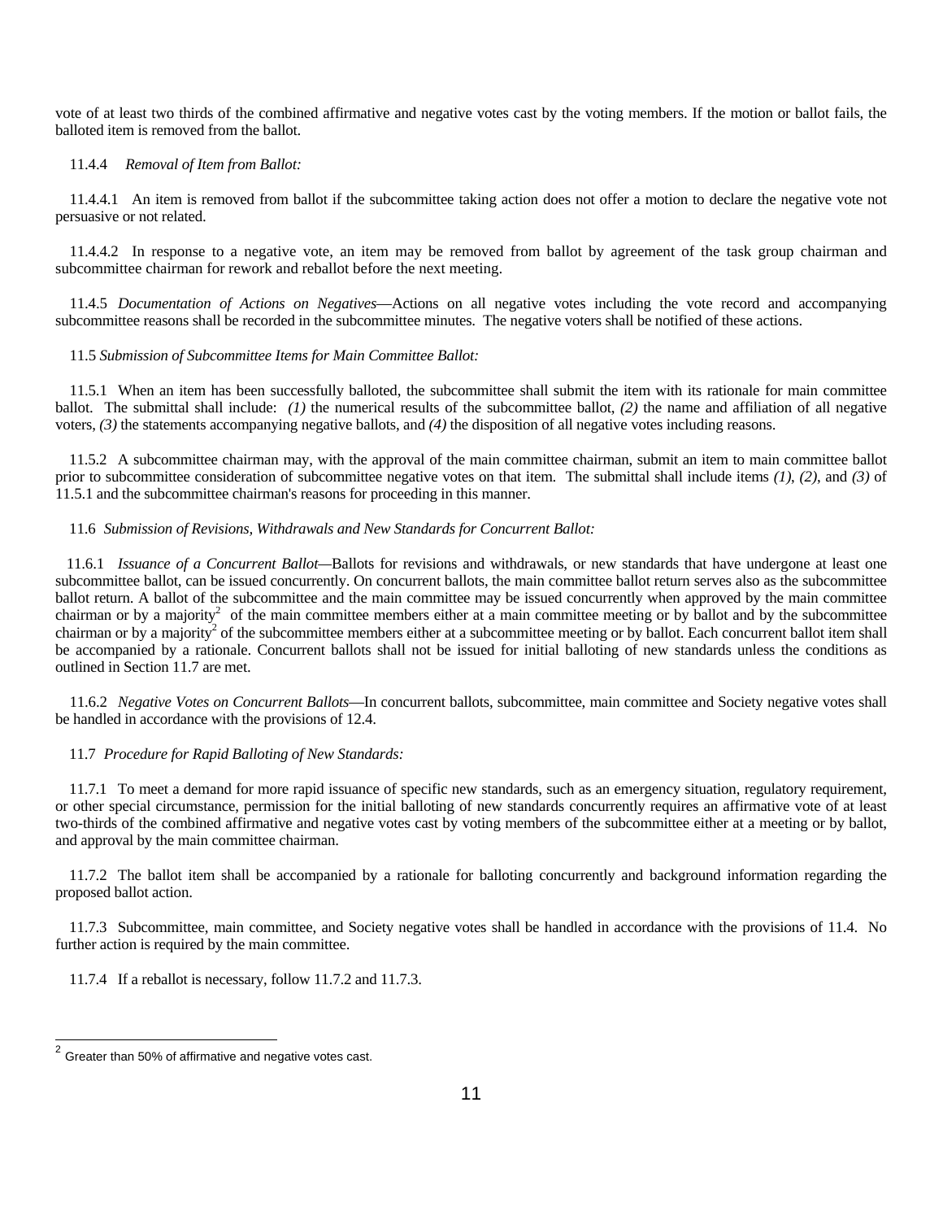vote of at least two thirds of the combined affirmative and negative votes cast by the voting members. If the motion or ballot fails, the balloted item is removed from the ballot.

11.4.4 *Removal of Item from Ballot:*

11.4.4.1 An item is removed from ballot if the subcommittee taking action does not offer a motion to declare the negative vote not persuasive or not related.

11.4.4.2 In response to a negative vote, an item may be removed from ballot by agreement of the task group chairman and subcommittee chairman for rework and reballot before the next meeting.

11.4.5 *Documentation of Actions on Negatives*—Actions on all negative votes including the vote record and accompanying subcommittee reasons shall be recorded in the subcommittee minutes. The negative voters shall be notified of these actions.

11.5 *Submission of Subcommittee Items for Main Committee Ballot:*

11.5.1 When an item has been successfully balloted, the subcommittee shall submit the item with its rationale for main committee ballot. The submittal shall include: *(1)* the numerical results of the subcommittee ballot, *(2)* the name and affiliation of all negative voters, *(3)* the statements accompanying negative ballots, and *(4)* the disposition of all negative votes including reasons.

11.5.2 A subcommittee chairman may, with the approval of the main committee chairman, submit an item to main committee ballot prior to subcommittee consideration of subcommittee negative votes on that item. The submittal shall include items *(1)*, *(2)*, and *(3)* of 11.5.1 and the subcommittee chairman's reasons for proceeding in this manner.

11.6 *Submission of Revisions, Withdrawals and New Standards for Concurrent Ballot:*

11.6.1 *Issuance of a Concurrent Ballot*—Ballots for revisions and withdrawals, or new standards that have undergone at least one subcommittee ballot, can be issued concurrently. On concurrent ballots, the main committee ballot return serves also as the subcommittee ballot return. A ballot of the subcommittee and the main committee may be issued concurrently when approved by the main committee chairman or by a majority[2] of the main committee members either at a main committee meeting or by ballot and by the subcommittee chairman or by a majority[2] of the subcommittee members either at a subcommittee meeting or by ballot. Each concurrent ballot item shall be accompanied by a rationale. Concurrent ballots shall not be issued for initial balloting of new standards unless the conditions as outlined in Section 11.7 are met.

11.6.2 *Negative Votes on Concurrent Ballots*—In concurrent ballots, subcommittee, main committee and Society negative votes shall be handled in accordance with the provisions of 12.4.

11.7 *Procedure for Rapid Balloting of New Standards:*

11.7.1 To meet a demand for more rapid issuance of specific new standards, such as an emergency situation, regulatory requirement, or other special circumstance, permission for the initial balloting of new standards concurrently requires an affirmative vote of at least two-thirds of the combined affirmative and negative votes cast by voting members of the subcommittee either at a meeting or by ballot, and approval by the main committee chairman.

11.7.2 The ballot item shall be accompanied by a rationale for balloting concurrently and background information regarding the proposed ballot action.

11.7.3 Subcommittee, main committee, and Society negative votes shall be handled in accordance with the provisions of 11.4. No further action is required by the main committee.

11.7.4 If a reballot is necessary, follow 11.7.2 and 11.7.3.

---

[2] Greater than 50% of affirmative and negative votes cast.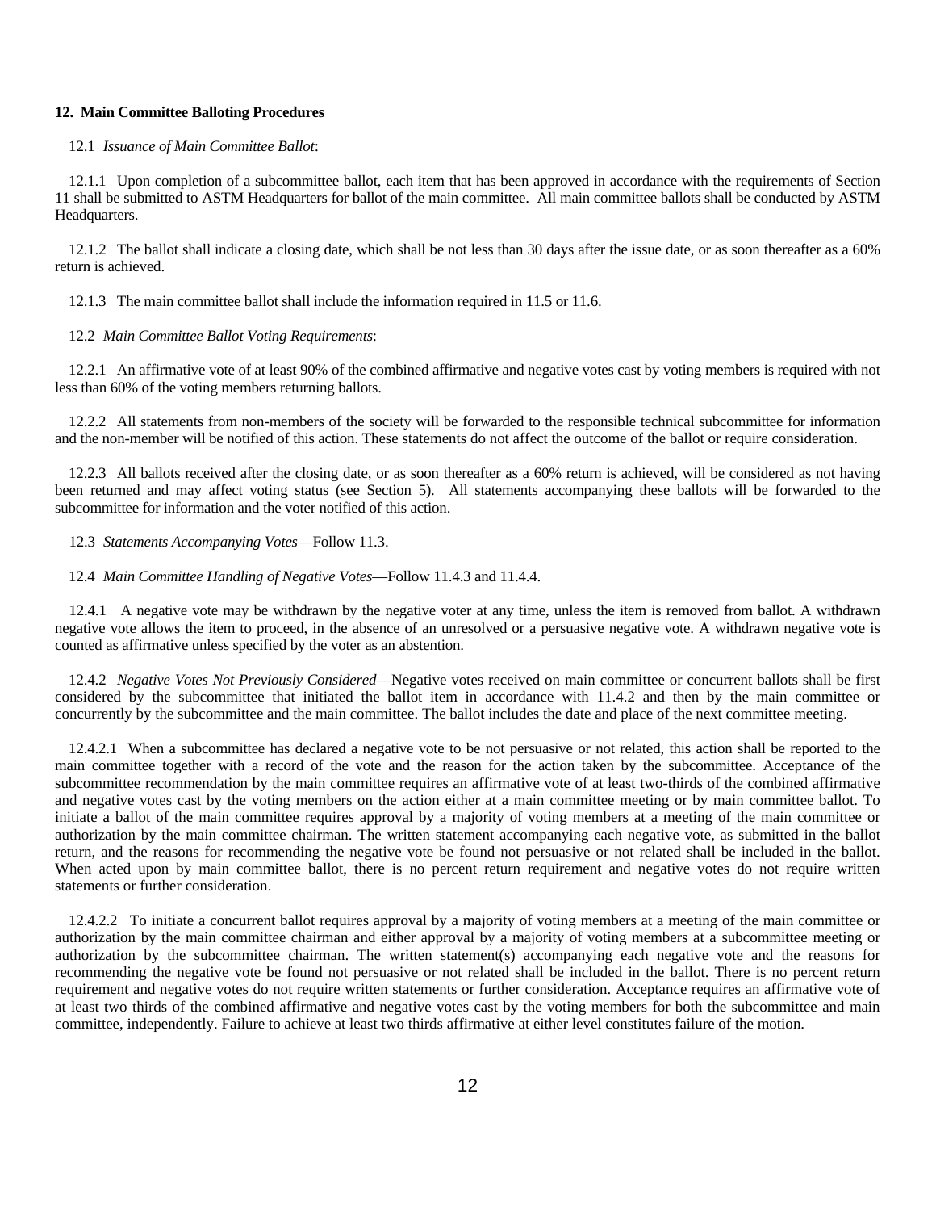## 12. Main Committee Balloting Procedures

12.1 *Issuance of Main Committee Ballot*:

12.1.1 Upon completion of a subcommittee ballot, each item that has been approved in accordance with the requirements of Section 11 shall be submitted to ASTM Headquarters for ballot of the main committee. All main committee ballots shall be conducted by ASTM Headquarters.

12.1.2 The ballot shall indicate a closing date, which shall be not less than 30 days after the issue date, or as soon thereafter as a 60% return is achieved.

12.1.3 The main committee ballot shall include the information required in 11.5 or 11.6.

12.2 *Main Committee Ballot Voting Requirements*:

12.2.1 An affirmative vote of at least 90% of the combined affirmative and negative votes cast by voting members is required with not less than 60% of the voting members returning ballots.

12.2.2 All statements from non-members of the society will be forwarded to the responsible technical subcommittee for information and the non-member will be notified of this action. These statements do not affect the outcome of the ballot or require consideration.

12.2.3 All ballots received after the closing date, or as soon thereafter as a 60% return is achieved, will be considered as not having been returned and may affect voting status (see Section 5). All statements accompanying these ballots will be forwarded to the subcommittee for information and the voter notified of this action.

12.3 *Statements Accompanying Votes*—Follow 11.3.

12.4 *Main Committee Handling of Negative Votes*—Follow 11.4.3 and 11.4.4.

12.4.1 A negative vote may be withdrawn by the negative voter at any time, unless the item is removed from ballot. A withdrawn negative vote allows the item to proceed, in the absence of an unresolved or a persuasive negative vote. A withdrawn negative vote is counted as affirmative unless specified by the voter as an abstention.

12.4.2 *Negative Votes Not Previously Considered*—Negative votes received on main committee or concurrent ballots shall be first considered by the subcommittee that initiated the ballot item in accordance with 11.4.2 and then by the main committee or concurrently by the subcommittee and the main committee. The ballot includes the date and place of the next committee meeting.

12.4.2.1 When a subcommittee has declared a negative vote to be not persuasive or not related, this action shall be reported to the main committee together with a record of the vote and the reason for the action taken by the subcommittee. Acceptance of the subcommittee recommendation by the main committee requires an affirmative vote of at least two-thirds of the combined affirmative and negative votes cast by the voting members on the action either at a main committee meeting or by main committee ballot. To initiate a ballot of the main committee requires approval by a majority of voting members at a meeting of the main committee or authorization by the main committee chairman. The written statement accompanying each negative vote, as submitted in the ballot return, and the reasons for recommending the negative vote be found not persuasive or not related shall be included in the ballot. When acted upon by main committee ballot, there is no percent return requirement and negative votes do not require written statements or further consideration.

12.4.2.2 To initiate a concurrent ballot requires approval by a majority of voting members at a meeting of the main committee or authorization by the main committee chairman and either approval by a majority of voting members at a subcommittee meeting or authorization by the subcommittee chairman. The written statement(s) accompanying each negative vote and the reasons for recommending the negative vote be found not persuasive or not related shall be included in the ballot. There is no percent return requirement and negative votes do not require written statements or further consideration. Acceptance requires an affirmative vote of at least two thirds of the combined affirmative and negative votes cast by the voting members for both the subcommittee and main committee, independently. Failure to achieve at least two thirds affirmative at either level constitutes failure of the motion.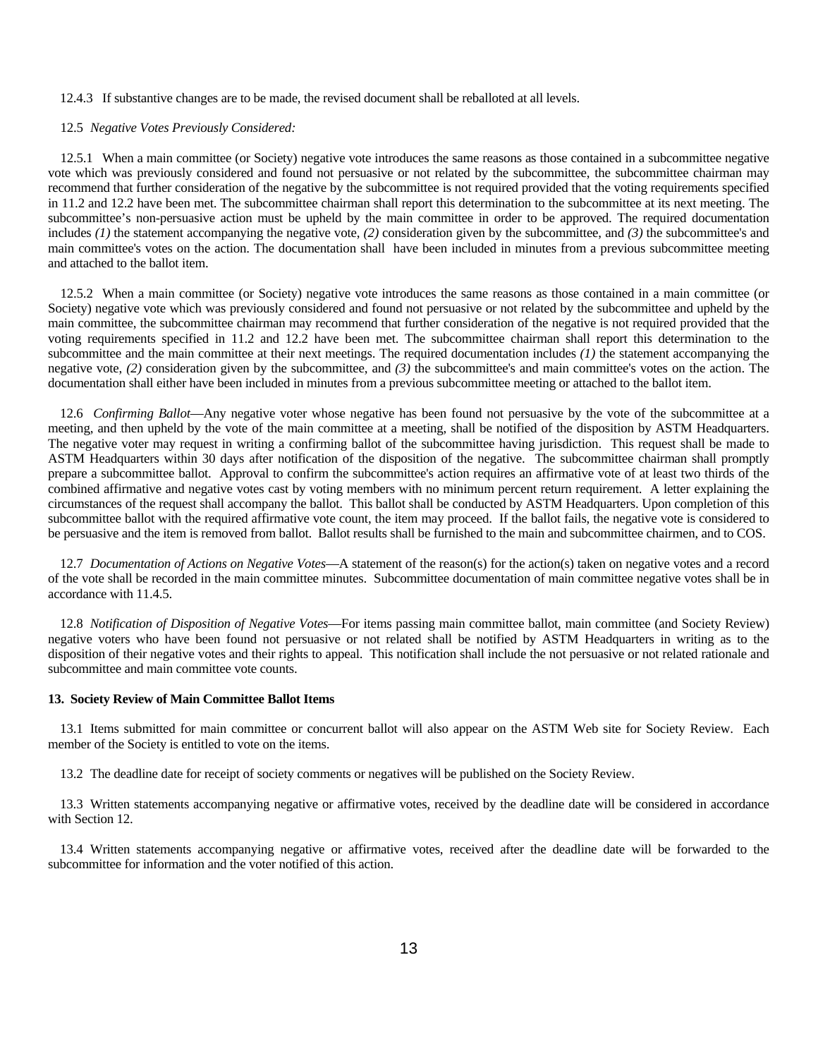12.4.3 If substantive changes are to be made, the revised document shall be reballoted at all levels.

12.5 *Negative Votes Previously Considered:*

12.5.1 When a main committee (or Society) negative vote introduces the same reasons as those contained in a subcommittee negative vote which was previously considered and found not persuasive or not related by the subcommittee, the subcommittee chairman may recommend that further consideration of the negative by the subcommittee is not required provided that the voting requirements specified in 11.2 and 12.2 have been met. The subcommittee chairman shall report this determination to the subcommittee at its next meeting. The subcommittee's non-persuasive action must be upheld by the main committee in order to be approved. The required documentation includes *(1)* the statement accompanying the negative vote, *(2)* consideration given by the subcommittee, and *(3)* the subcommittee's and main committee's votes on the action. The documentation shall have been included in minutes from a previous subcommittee meeting and attached to the ballot item.

12.5.2 When a main committee (or Society) negative vote introduces the same reasons as those contained in a main committee (or Society) negative vote which was previously considered and found not persuasive or not related by the subcommittee and upheld by the main committee, the subcommittee chairman may recommend that further consideration of the negative is not required provided that the voting requirements specified in 11.2 and 12.2 have been met. The subcommittee chairman shall report this determination to the subcommittee and the main committee at their next meetings. The required documentation includes *(1)* the statement accompanying the negative vote, *(2)* consideration given by the subcommittee, and *(3)* the subcommittee's and main committee's votes on the action. The documentation shall either have been included in minutes from a previous subcommittee meeting or attached to the ballot item.

12.6 *Confirming Ballot*—Any negative voter whose negative has been found not persuasive by the vote of the subcommittee at a meeting, and then upheld by the vote of the main committee at a meeting, shall be notified of the disposition by ASTM Headquarters. The negative voter may request in writing a confirming ballot of the subcommittee having jurisdiction. This request shall be made to ASTM Headquarters within 30 days after notification of the disposition of the negative. The subcommittee chairman shall promptly prepare a subcommittee ballot. Approval to confirm the subcommittee's action requires an affirmative vote of at least two thirds of the combined affirmative and negative votes cast by voting members with no minimum percent return requirement. A letter explaining the circumstances of the request shall accompany the ballot. This ballot shall be conducted by ASTM Headquarters. Upon completion of this subcommittee ballot with the required affirmative vote count, the item may proceed. If the ballot fails, the negative vote is considered to be persuasive and the item is removed from ballot. Ballot results shall be furnished to the main and subcommittee chairmen, and to COS.

12.7 *Documentation of Actions on Negative Votes*—A statement of the reason(s) for the action(s) taken on negative votes and a record of the vote shall be recorded in the main committee minutes. Subcommittee documentation of main committee negative votes shall be in accordance with 11.4.5.

12.8 *Notification of Disposition of Negative Votes*—For items passing main committee ballot, main committee (and Society Review) negative voters who have been found not persuasive or not related shall be notified by ASTM Headquarters in writing as to the disposition of their negative votes and their rights to appeal. This notification shall include the not persuasive or not related rationale and subcommittee and main committee vote counts.

**13. Society Review of Main Committee Ballot Items**

13.1 Items submitted for main committee or concurrent ballot will also appear on the ASTM Web site for Society Review. Each member of the Society is entitled to vote on the items.

13.2 The deadline date for receipt of society comments or negatives will be published on the Society Review.

13.3 Written statements accompanying negative or affirmative votes, received by the deadline date will be considered in accordance with Section 12.

13.4 Written statements accompanying negative or affirmative votes, received after the deadline date will be forwarded to the subcommittee for information and the voter notified of this action.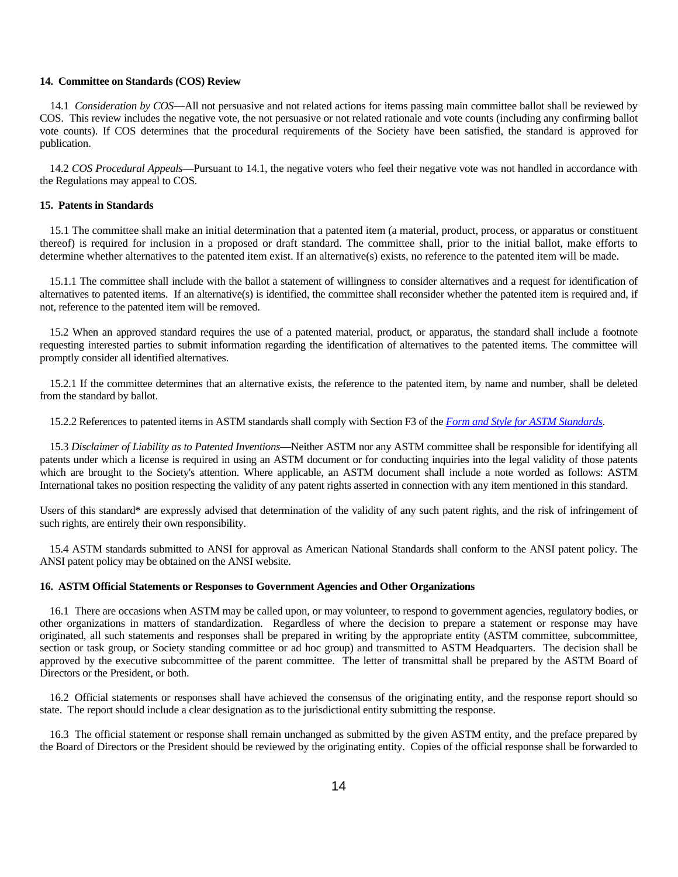### 14. Committee on Standards (COS) Review

14.1 *Consideration by COS*—All not persuasive and not related actions for items passing main committee ballot shall be reviewed by COS. This review includes the negative vote, the not persuasive or not related rationale and vote counts (including any confirming ballot vote counts). If COS determines that the procedural requirements of the Society have been satisfied, the standard is approved for publication.

14.2 *COS Procedural Appeals*—Pursuant to 14.1, the negative voters who feel their negative vote was not handled in accordance with the Regulations may appeal to COS.

### 15. Patents in Standards

15.1 The committee shall make an initial determination that a patented item (a material, product, process, or apparatus or constituent thereof) is required for inclusion in a proposed or draft standard. The committee shall, prior to the initial ballot, make efforts to determine whether alternatives to the patented item exist. If an alternative(s) exists, no reference to the patented item will be made.

15.1.1 The committee shall include with the ballot a statement of willingness to consider alternatives and a request for identification of alternatives to patented items. If an alternative(s) is identified, the committee shall reconsider whether the patented item is required and, if not, reference to the patented item will be removed.

15.2 When an approved standard requires the use of a patented material, product, or apparatus, the standard shall include a footnote requesting interested parties to submit information regarding the identification of alternatives to the patented items. The committee will promptly consider all identified alternatives.

15.2.1 If the committee determines that an alternative exists, the reference to the patented item, by name and number, shall be deleted from the standard by ballot.

15.2.2 References to patented items in ASTM standards shall comply with Section F3 of the *Form and Style for ASTM Standards*.

15.3 *Disclaimer of Liability as to Patented Inventions*—Neither ASTM nor any ASTM committee shall be responsible for identifying all patents under which a license is required in using an ASTM document or for conducting inquiries into the legal validity of those patents which are brought to the Society's attention. Where applicable, an ASTM document shall include a note worded as follows: ASTM International takes no position respecting the validity of any patent rights asserted in connection with any item mentioned in this standard.

Users of this standard* are expressly advised that determination of the validity of any such patent rights, and the risk of infringement of such rights, are entirely their own responsibility.

15.4 ASTM standards submitted to ANSI for approval as American National Standards shall conform to the ANSI patent policy. The ANSI patent policy may be obtained on the ANSI website.

### 16. ASTM Official Statements or Responses to Government Agencies and Other Organizations

16.1 There are occasions when ASTM may be called upon, or may volunteer, to respond to government agencies, regulatory bodies, or other organizations in matters of standardization. Regardless of where the decision to prepare a statement or response may have originated, all such statements and responses shall be prepared in writing by the appropriate entity (ASTM committee, subcommittee, section or task group, or Society standing committee or ad hoc group) and transmitted to ASTM Headquarters. The decision shall be approved by the executive subcommittee of the parent committee. The letter of transmittal shall be prepared by the ASTM Board of Directors or the President, or both.

16.2 Official statements or responses shall have achieved the consensus of the originating entity, and the response report should so state. The report should include a clear designation as to the jurisdictional entity submitting the response.

16.3 The official statement or response shall remain unchanged as submitted by the given ASTM entity, and the preface prepared by the Board of Directors or the President should be reviewed by the originating entity. Copies of the official response shall be forwarded to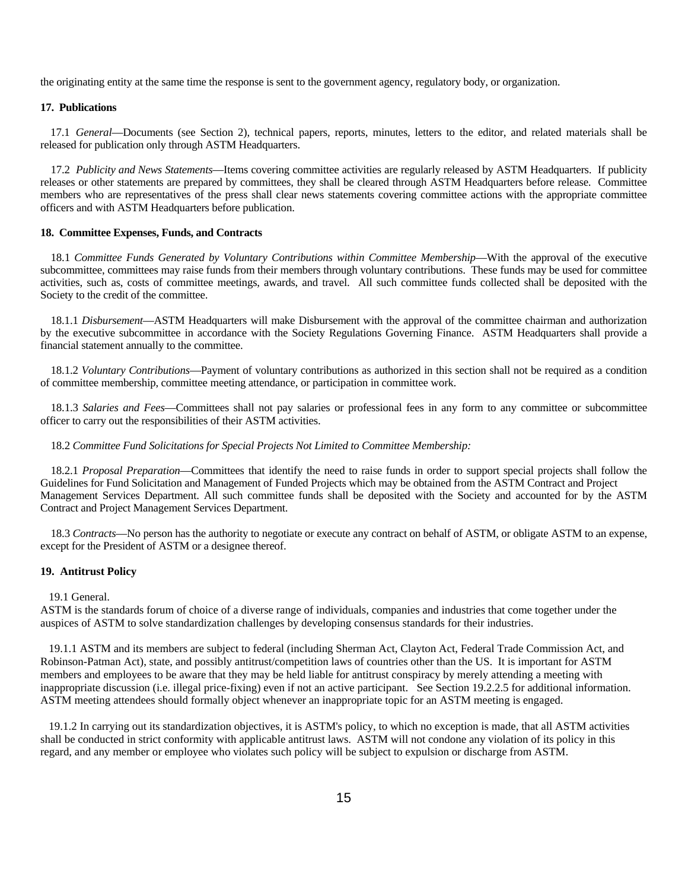the originating entity at the same time the response is sent to the government agency, regulatory body, or organization.

## 17. Publications

17.1 *General*—Documents (see Section 2), technical papers, reports, minutes, letters to the editor, and related materials shall be released for publication only through ASTM Headquarters.

17.2 *Publicity and News Statements*—Items covering committee activities are regularly released by ASTM Headquarters. If publicity releases or other statements are prepared by committees, they shall be cleared through ASTM Headquarters before release. Committee members who are representatives of the press shall clear news statements covering committee actions with the appropriate committee officers and with ASTM Headquarters before publication.

## 18. Committee Expenses, Funds, and Contracts

18.1 *Committee Funds Generated by Voluntary Contributions within Committee Membership*—With the approval of the executive subcommittee, committees may raise funds from their members through voluntary contributions. These funds may be used for committee activities, such as, costs of committee meetings, awards, and travel. All such committee funds collected shall be deposited with the Society to the credit of the committee.

18.1.1 *Disbursement*—ASTM Headquarters will make Disbursement with the approval of the committee chairman and authorization by the executive subcommittee in accordance with the Society Regulations Governing Finance. ASTM Headquarters shall provide a financial statement annually to the committee.

18.1.2 *Voluntary Contributions*—Payment of voluntary contributions as authorized in this section shall not be required as a condition of committee membership, committee meeting attendance, or participation in committee work.

18.1.3 *Salaries and Fees*—Committees shall not pay salaries or professional fees in any form to any committee or subcommittee officer to carry out the responsibilities of their ASTM activities.

18.2 *Committee Fund Solicitations for Special Projects Not Limited to Committee Membership:*

18.2.1 *Proposal Preparation*—Committees that identify the need to raise funds in order to support special projects shall follow the Guidelines for Fund Solicitation and Management of Funded Projects which may be obtained from the ASTM Contract and Project Management Services Department. All such committee funds shall be deposited with the Society and accounted for by the ASTM Contract and Project Management Services Department.

18.3 *Contracts*—No person has the authority to negotiate or execute any contract on behalf of ASTM, or obligate ASTM to an expense, except for the President of ASTM or a designee thereof.

## 19. Antitrust Policy

19.1 General.
ASTM is the standards forum of choice of a diverse range of individuals, companies and industries that come together under the auspices of ASTM to solve standardization challenges by developing consensus standards for their industries.

19.1.1 ASTM and its members are subject to federal (including Sherman Act, Clayton Act, Federal Trade Commission Act, and Robinson-Patman Act), state, and possibly antitrust/competition laws of countries other than the US. It is important for ASTM members and employees to be aware that they may be held liable for antitrust conspiracy by merely attending a meeting with inappropriate discussion (i.e. illegal price-fixing) even if not an active participant. See Section 19.2.2.5 for additional information. ASTM meeting attendees should formally object whenever an inappropriate topic for an ASTM meeting is engaged.

19.1.2 In carrying out its standardization objectives, it is ASTM's policy, to which no exception is made, that all ASTM activities shall be conducted in strict conformity with applicable antitrust laws. ASTM will not condone any violation of its policy in this regard, and any member or employee who violates such policy will be subject to expulsion or discharge from ASTM.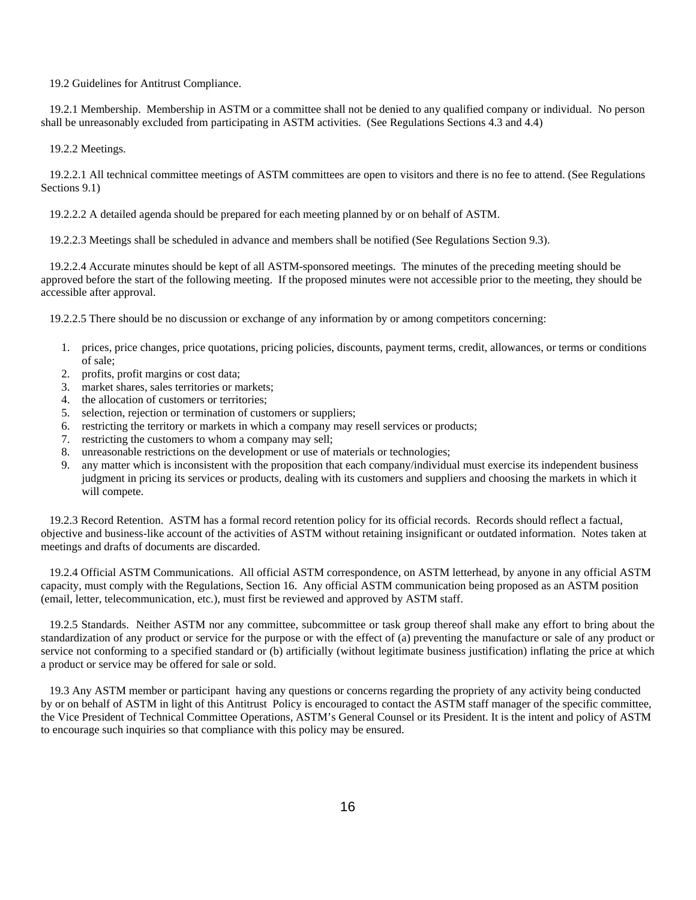19.2 Guidelines for Antitrust Compliance.

19.2.1 Membership. Membership in ASTM or a committee shall not be denied to any qualified company or individual. No person shall be unreasonably excluded from participating in ASTM activities. (See Regulations Sections 4.3 and 4.4)

19.2.2 Meetings.

19.2.2.1 All technical committee meetings of ASTM committees are open to visitors and there is no fee to attend. (See Regulations Sections 9.1)

19.2.2.2 A detailed agenda should be prepared for each meeting planned by or on behalf of ASTM.

19.2.2.3 Meetings shall be scheduled in advance and members shall be notified (See Regulations Section 9.3).

19.2.2.4 Accurate minutes should be kept of all ASTM-sponsored meetings. The minutes of the preceding meeting should be approved before the start of the following meeting. If the proposed minutes were not accessible prior to the meeting, they should be accessible after approval.

19.2.2.5 There should be no discussion or exchange of any information by or among competitors concerning:

1. prices, price changes, price quotations, pricing policies, discounts, payment terms, credit, allowances, or terms or conditions of sale;
2. profits, profit margins or cost data;
3. market shares, sales territories or markets;
4. the allocation of customers or territories;
5. selection, rejection or termination of customers or suppliers;
6. restricting the territory or markets in which a company may resell services or products;
7. restricting the customers to whom a company may sell;
8. unreasonable restrictions on the development or use of materials or technologies;
9. any matter which is inconsistent with the proposition that each company/individual must exercise its independent business judgment in pricing its services or products, dealing with its customers and suppliers and choosing the markets in which it will compete.

19.2.3 Record Retention. ASTM has a formal record retention policy for its official records. Records should reflect a factual, objective and business-like account of the activities of ASTM without retaining insignificant or outdated information. Notes taken at meetings and drafts of documents are discarded.

19.2.4 Official ASTM Communications. All official ASTM correspondence, on ASTM letterhead, by anyone in any official ASTM capacity, must comply with the Regulations, Section 16. Any official ASTM communication being proposed as an ASTM position (email, letter, telecommunication, etc.), must first be reviewed and approved by ASTM staff.

19.2.5 Standards. Neither ASTM nor any committee, subcommittee or task group thereof shall make any effort to bring about the standardization of any product or service for the purpose or with the effect of (a) preventing the manufacture or sale of any product or service not conforming to a specified standard or (b) artificially (without legitimate business justification) inflating the price at which a product or service may be offered for sale or sold.

19.3 Any ASTM member or participant having any questions or concerns regarding the propriety of any activity being conducted by or on behalf of ASTM in light of this Antitrust Policy is encouraged to contact the ASTM staff manager of the specific committee, the Vice President of Technical Committee Operations, ASTM's General Counsel or its President. It is the intent and policy of ASTM to encourage such inquiries so that compliance with this policy may be ensured.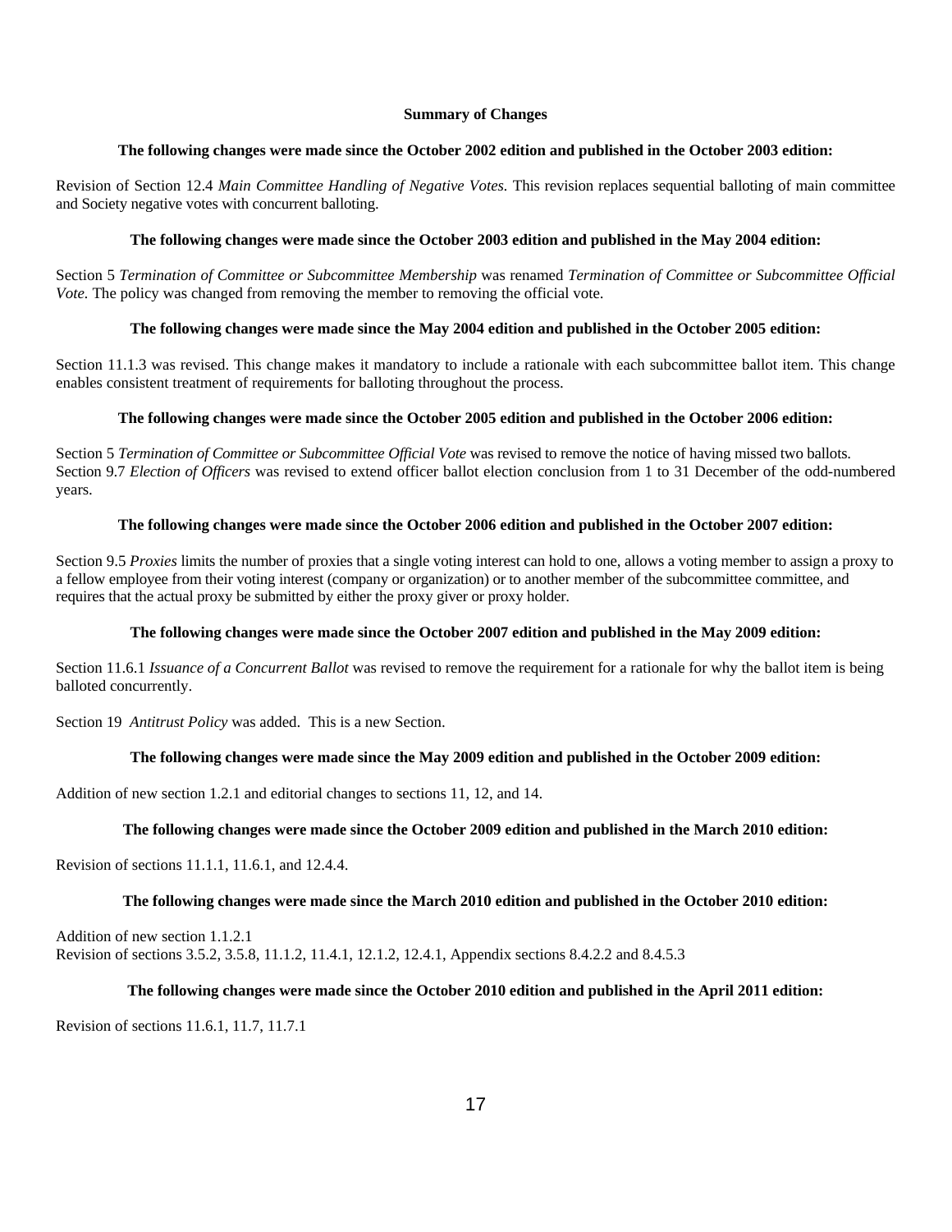## Summary of Changes

**The following changes were made since the October 2002 edition and published in the October 2003 edition:**

Revision of Section 12.4 *Main Committee Handling of Negative Votes.* This revision replaces sequential balloting of main committee and Society negative votes with concurrent balloting.

**The following changes were made since the October 2003 edition and published in the May 2004 edition:**

Section 5 *Termination of Committee or Subcommittee Membership* was renamed *Termination of Committee or Subcommittee Official Vote.* The policy was changed from removing the member to removing the official vote.

**The following changes were made since the May 2004 edition and published in the October 2005 edition:**

Section 11.1.3 was revised. This change makes it mandatory to include a rationale with each subcommittee ballot item. This change enables consistent treatment of requirements for balloting throughout the process.

**The following changes were made since the October 2005 edition and published in the October 2006 edition:**

Section 5 *Termination of Committee or Subcommittee Official Vote* was revised to remove the notice of having missed two ballots.
Section 9.7 *Election of Officers* was revised to extend officer ballot election conclusion from 1 to 31 December of the odd-numbered years.

**The following changes were made since the October 2006 edition and published in the October 2007 edition:**

Section 9.5 *Proxies* limits the number of proxies that a single voting interest can hold to one, allows a voting member to assign a proxy to a fellow employee from their voting interest (company or organization) or to another member of the subcommittee committee, and requires that the actual proxy be submitted by either the proxy giver or proxy holder.

**The following changes were made since the October 2007 edition and published in the May 2009 edition:**

Section 11.6.1 *Issuance of a Concurrent Ballot* was revised to remove the requirement for a rationale for why the ballot item is being balloted concurrently.

Section 19 *Antitrust Policy* was added. This is a new Section.

**The following changes were made since the May 2009 edition and published in the October 2009 edition:**

Addition of new section 1.2.1 and editorial changes to sections 11, 12, and 14.

**The following changes were made since the October 2009 edition and published in the March 2010 edition:**

Revision of sections 11.1.1, 11.6.1, and 12.4.4.

**The following changes were made since the March 2010 edition and published in the October 2010 edition:**

Addition of new section 1.1.2.1
Revision of sections 3.5.2, 3.5.8, 11.1.2, 11.4.1, 12.1.2, 12.4.1, Appendix sections 8.4.2.2 and 8.4.5.3

**The following changes were made since the October 2010 edition and published in the April 2011 edition:**

Revision of sections 11.6.1, 11.7, 11.7.1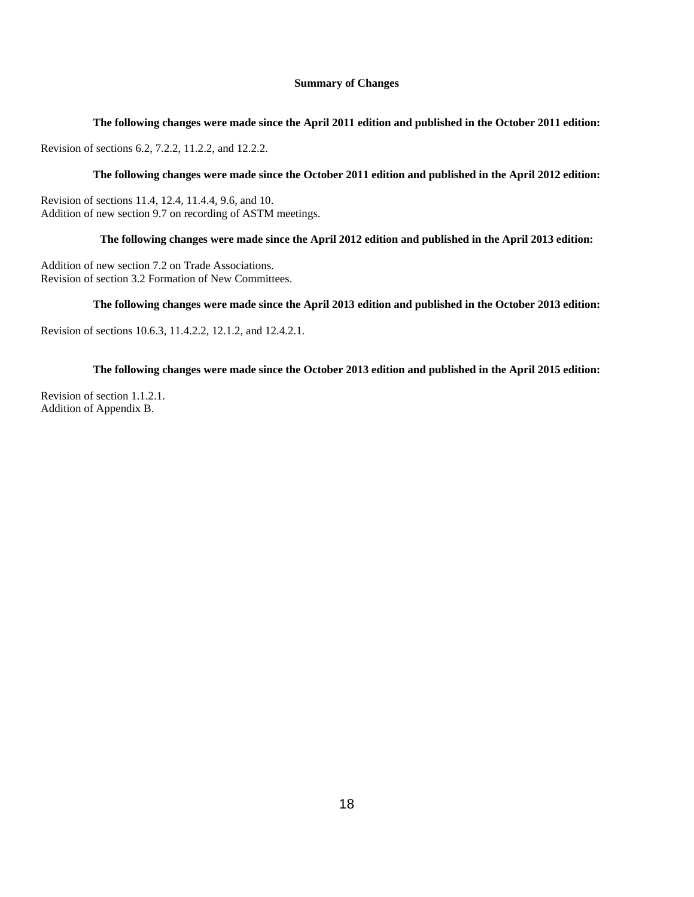## Summary of Changes

**The following changes were made since the April 2011 edition and published in the October 2011 edition:**

Revision of sections 6.2, 7.2.2, 11.2.2, and 12.2.2.

**The following changes were made since the October 2011 edition and published in the April 2012 edition:**

Revision of sections 11.4, 12.4, 11.4.4, 9.6, and 10.
Addition of new section 9.7 on recording of ASTM meetings.

**The following changes were made since the April 2012 edition and published in the April 2013 edition:**

Addition of new section 7.2 on Trade Associations.
Revision of section 3.2 Formation of New Committees.

**The following changes were made since the April 2013 edition and published in the October 2013 edition:**

Revision of sections 10.6.3, 11.4.2.2, 12.1.2, and 12.4.2.1.

**The following changes were made since the October 2013 edition and published in the April 2015 edition:**

Revision of section 1.1.2.1.
Addition of Appendix B.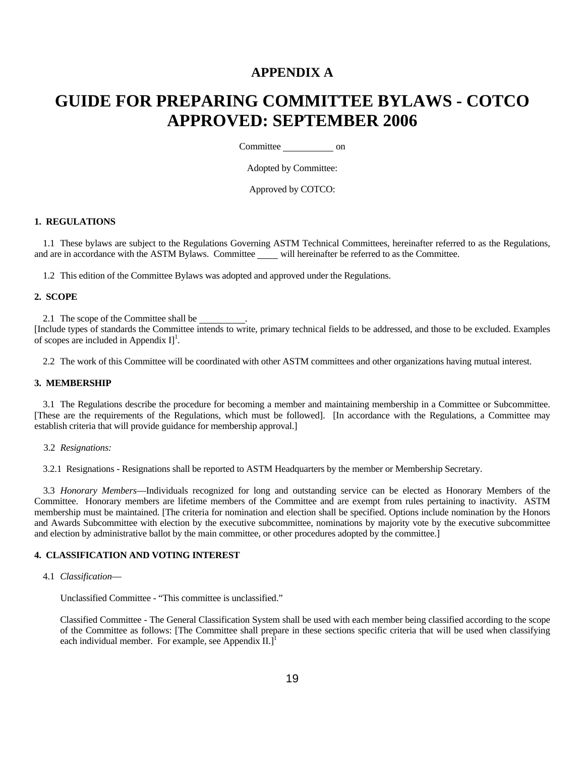# APPENDIX A

# GUIDE FOR PREPARING COMMITTEE BYLAWS - COTCO APPROVED: SEPTEMBER 2006

Committee ___________ on

Adopted by Committee:

Approved by COTCO:

**1. REGULATIONS**

1.1 These bylaws are subject to the Regulations Governing ASTM Technical Committees, hereinafter referred to as the Regulations, and are in accordance with the ASTM Bylaws. Committee ____ will hereinafter be referred to as the Committee.

1.2 This edition of the Committee Bylaws was adopted and approved under the Regulations.

**2. SCOPE**

2.1 The scope of the Committee shall be __________.
[Include types of standards the Committee intends to write, primary technical fields to be addressed, and those to be excluded. Examples of scopes are included in Appendix I][1].

2.2 The work of this Committee will be coordinated with other ASTM committees and other organizations having mutual interest.

**3. MEMBERSHIP**

3.1 The Regulations describe the procedure for becoming a member and maintaining membership in a Committee or Subcommittee. [These are the requirements of the Regulations, which must be followed]. [In accordance with the Regulations, a Committee may establish criteria that will provide guidance for membership approval.]

3.2 *Resignations:*

3.2.1 Resignations - Resignations shall be reported to ASTM Headquarters by the member or Membership Secretary.

3.3 *Honorary Members*—Individuals recognized for long and outstanding service can be elected as Honorary Members of the Committee. Honorary members are lifetime members of the Committee and are exempt from rules pertaining to inactivity. ASTM membership must be maintained. [The criteria for nomination and election shall be specified. Options include nomination by the Honors and Awards Subcommittee with election by the executive subcommittee, nominations by majority vote by the executive subcommittee and election by administrative ballot by the main committee, or other procedures adopted by the committee.]

**4. CLASSIFICATION AND VOTING INTEREST**

4.1 *Classification*—

Unclassified Committee - "This committee is unclassified."

Classified Committee - The General Classification System shall be used with each member being classified according to the scope of the Committee as follows: [The Committee shall prepare in these sections specific criteria that will be used when classifying each individual member. For example, see Appendix II.][1]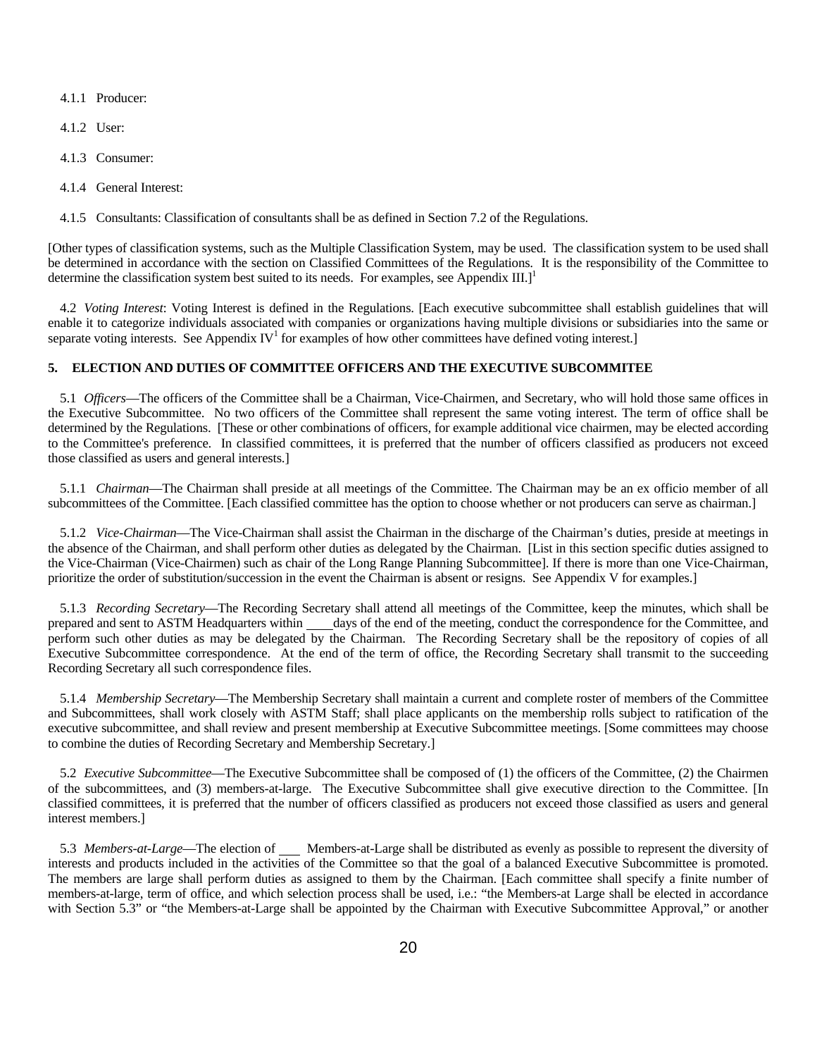4.1.1 Producer:

4.1.2 User:

4.1.3 Consumer:

4.1.4 General Interest:

4.1.5 Consultants: Classification of consultants shall be as defined in Section 7.2 of the Regulations.

[Other types of classification systems, such as the Multiple Classification System, may be used. The classification system to be used shall be determined in accordance with the section on Classified Committees of the Regulations. It is the responsibility of the Committee to determine the classification system best suited to its needs. For examples, see Appendix III.][1]

4.2 *Voting Interest*: Voting Interest is defined in the Regulations. [Each executive subcommittee shall establish guidelines that will enable it to categorize individuals associated with companies or organizations having multiple divisions or subsidiaries into the same or separate voting interests. See Appendix IV[1] for examples of how other committees have defined voting interest.]

## 5. ELECTION AND DUTIES OF COMMITTEE OFFICERS AND THE EXECUTIVE SUBCOMMITEE

5.1 *Officers*—The officers of the Committee shall be a Chairman, Vice-Chairmen, and Secretary, who will hold those same offices in the Executive Subcommittee. No two officers of the Committee shall represent the same voting interest. The term of office shall be determined by the Regulations. [These or other combinations of officers, for example additional vice chairmen, may be elected according to the Committee's preference. In classified committees, it is preferred that the number of officers classified as producers not exceed those classified as users and general interests.]

5.1.1 *Chairman*—The Chairman shall preside at all meetings of the Committee. The Chairman may be an ex officio member of all subcommittees of the Committee. [Each classified committee has the option to choose whether or not producers can serve as chairman.]

5.1.2 *Vice-Chairman*—The Vice-Chairman shall assist the Chairman in the discharge of the Chairman's duties, preside at meetings in the absence of the Chairman, and shall perform other duties as delegated by the Chairman. [List in this section specific duties assigned to the Vice-Chairman (Vice-Chairmen) such as chair of the Long Range Planning Subcommittee]. If there is more than one Vice-Chairman, prioritize the order of substitution/succession in the event the Chairman is absent or resigns. See Appendix V for examples.]

5.1.3 *Recording Secretary*—The Recording Secretary shall attend all meetings of the Committee, keep the minutes, which shall be prepared and sent to ASTM Headquarters within ____ days of the end of the meeting, conduct the correspondence for the Committee, and perform such other duties as may be delegated by the Chairman. The Recording Secretary shall be the repository of copies of all Executive Subcommittee correspondence. At the end of the term of office, the Recording Secretary shall transmit to the succeeding Recording Secretary all such correspondence files.

5.1.4 *Membership Secretary*—The Membership Secretary shall maintain a current and complete roster of members of the Committee and Subcommittees, shall work closely with ASTM Staff; shall place applicants on the membership rolls subject to ratification of the executive subcommittee, and shall review and present membership at Executive Subcommittee meetings. [Some committees may choose to combine the duties of Recording Secretary and Membership Secretary.]

5.2 *Executive Subcommittee*—The Executive Subcommittee shall be composed of (1) the officers of the Committee, (2) the Chairmen of the subcommittees, and (3) members-at-large. The Executive Subcommittee shall give executive direction to the Committee. [In classified committees, it is preferred that the number of officers classified as producers not exceed those classified as users and general interest members.]

5.3 *Members-at-Large*—The election of ___ Members-at-Large shall be distributed as evenly as possible to represent the diversity of interests and products included in the activities of the Committee so that the goal of a balanced Executive Subcommittee is promoted. The members are large shall perform duties as assigned to them by the Chairman. [Each committee shall specify a finite number of members-at-large, term of office, and which selection process shall be used, i.e.: "the Members-at Large shall be elected in accordance with Section 5.3" or "the Members-at-Large shall be appointed by the Chairman with Executive Subcommittee Approval," or another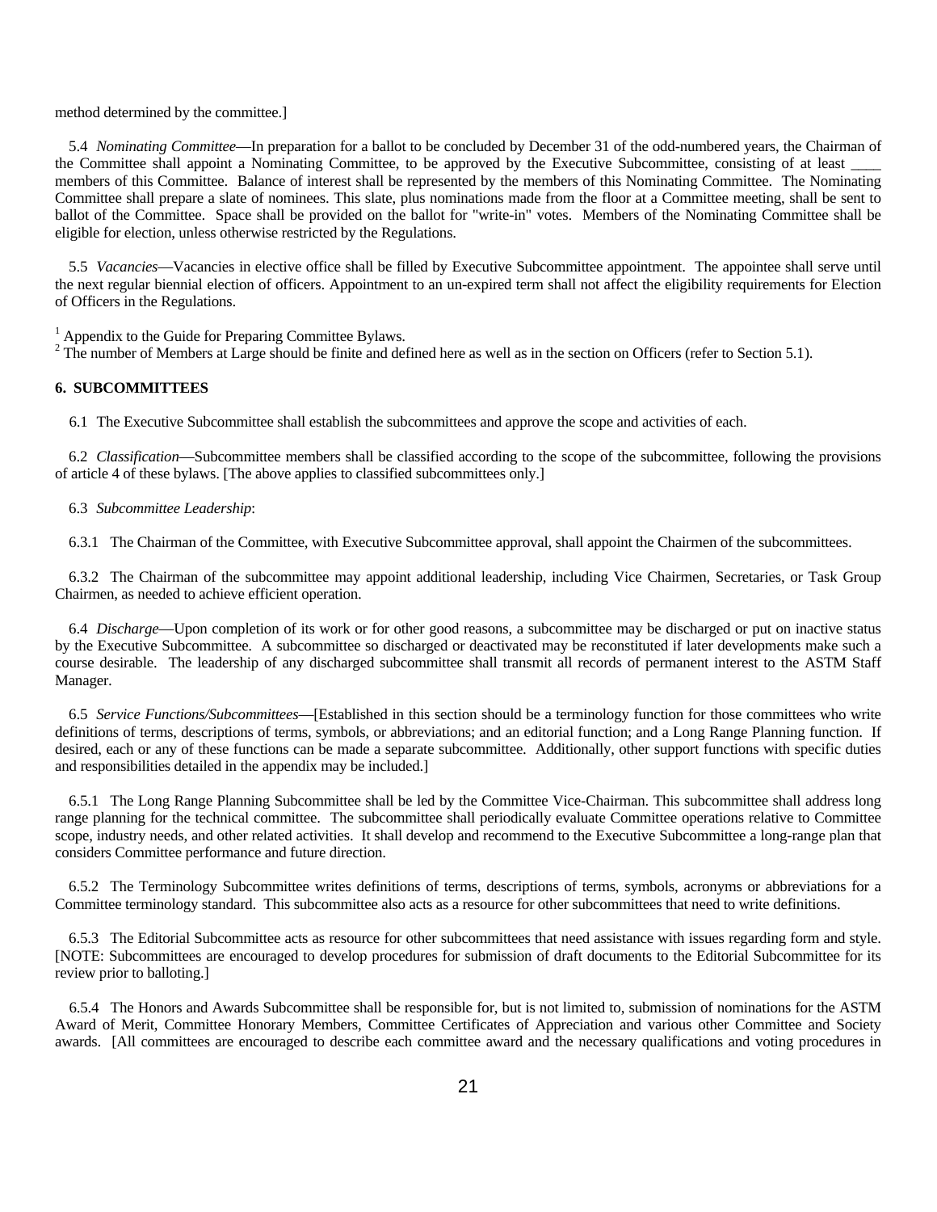method determined by the committee.]

5.4 *Nominating Committee*—In preparation for a ballot to be concluded by December 31 of the odd-numbered years, the Chairman of the Committee shall appoint a Nominating Committee, to be approved by the Executive Subcommittee, consisting of at least ____ members of this Committee. Balance of interest shall be represented by the members of this Nominating Committee. The Nominating Committee shall prepare a slate of nominees. This slate, plus nominations made from the floor at a Committee meeting, shall be sent to ballot of the Committee. Space shall be provided on the ballot for "write-in" votes. Members of the Nominating Committee shall be eligible for election, unless otherwise restricted by the Regulations.

5.5 *Vacancies*—Vacancies in elective office shall be filled by Executive Subcommittee appointment. The appointee shall serve until the next regular biennial election of officers. Appointment to an un-expired term shall not affect the eligibility requirements for Election of Officers in the Regulations.

[1] Appendix to the Guide for Preparing Committee Bylaws.
[2] The number of Members at Large should be finite and defined here as well as in the section on Officers (refer to Section 5.1).

## 6. SUBCOMMITTEES

6.1 The Executive Subcommittee shall establish the subcommittees and approve the scope and activities of each.

6.2 *Classification*—Subcommittee members shall be classified according to the scope of the subcommittee, following the provisions of article 4 of these bylaws. [The above applies to classified subcommittees only.]

6.3 *Subcommittee Leadership*:

6.3.1 The Chairman of the Committee, with Executive Subcommittee approval, shall appoint the Chairmen of the subcommittees.

6.3.2 The Chairman of the subcommittee may appoint additional leadership, including Vice Chairmen, Secretaries, or Task Group Chairmen, as needed to achieve efficient operation.

6.4 *Discharge*—Upon completion of its work or for other good reasons, a subcommittee may be discharged or put on inactive status by the Executive Subcommittee. A subcommittee so discharged or deactivated may be reconstituted if later developments make such a course desirable. The leadership of any discharged subcommittee shall transmit all records of permanent interest to the ASTM Staff Manager.

6.5 *Service Functions/Subcommittees*—[Established in this section should be a terminology function for those committees who write definitions of terms, descriptions of terms, symbols, or abbreviations; and an editorial function; and a Long Range Planning function. If desired, each or any of these functions can be made a separate subcommittee. Additionally, other support functions with specific duties and responsibilities detailed in the appendix may be included.]

6.5.1 The Long Range Planning Subcommittee shall be led by the Committee Vice-Chairman. This subcommittee shall address long range planning for the technical committee. The subcommittee shall periodically evaluate Committee operations relative to Committee scope, industry needs, and other related activities. It shall develop and recommend to the Executive Subcommittee a long-range plan that considers Committee performance and future direction.

6.5.2 The Terminology Subcommittee writes definitions of terms, descriptions of terms, symbols, acronyms or abbreviations for a Committee terminology standard. This subcommittee also acts as a resource for other subcommittees that need to write definitions.

6.5.3 The Editorial Subcommittee acts as resource for other subcommittees that need assistance with issues regarding form and style. [NOTE: Subcommittees are encouraged to develop procedures for submission of draft documents to the Editorial Subcommittee for its review prior to balloting.]

6.5.4 The Honors and Awards Subcommittee shall be responsible for, but is not limited to, submission of nominations for the ASTM Award of Merit, Committee Honorary Members, Committee Certificates of Appreciation and various other Committee and Society awards. [All committees are encouraged to describe each committee award and the necessary qualifications and voting procedures in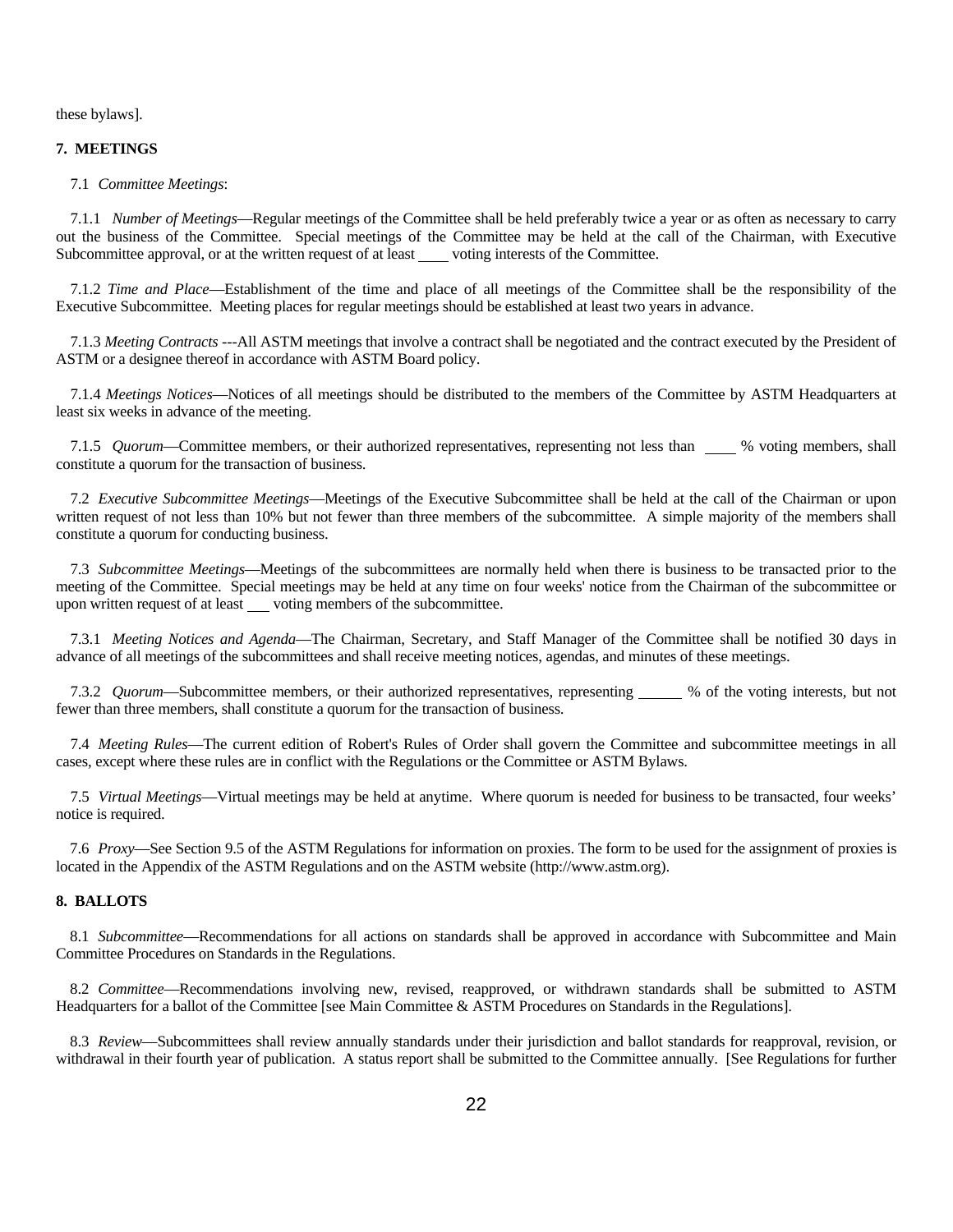these bylaws].

## 7. MEETINGS

7.1 *Committee Meetings*:

7.1.1 *Number of Meetings*—Regular meetings of the Committee shall be held preferably twice a year or as often as necessary to carry out the business of the Committee. Special meetings of the Committee may be held at the call of the Chairman, with Executive Subcommittee approval, or at the written request of at least ____ voting interests of the Committee.

7.1.2 *Time and Place*—Establishment of the time and place of all meetings of the Committee shall be the responsibility of the Executive Subcommittee. Meeting places for regular meetings should be established at least two years in advance.

7.1.3 *Meeting Contracts* ---All ASTM meetings that involve a contract shall be negotiated and the contract executed by the President of ASTM or a designee thereof in accordance with ASTM Board policy.

7.1.4 *Meetings Notices*—Notices of all meetings should be distributed to the members of the Committee by ASTM Headquarters at least six weeks in advance of the meeting.

7.1.5 *Quorum*—Committee members, or their authorized representatives, representing not less than ____ % voting members, shall constitute a quorum for the transaction of business.

7.2 *Executive Subcommittee Meetings*—Meetings of the Executive Subcommittee shall be held at the call of the Chairman or upon written request of not less than 10% but not fewer than three members of the subcommittee. A simple majority of the members shall constitute a quorum for conducting business.

7.3 *Subcommittee Meetings*—Meetings of the subcommittees are normally held when there is business to be transacted prior to the meeting of the Committee. Special meetings may be held at any time on four weeks' notice from the Chairman of the subcommittee or upon written request of at least ___ voting members of the subcommittee.

7.3.1 *Meeting Notices and Agenda*—The Chairman, Secretary, and Staff Manager of the Committee shall be notified 30 days in advance of all meetings of the subcommittees and shall receive meeting notices, agendas, and minutes of these meetings.

7.3.2 *Quorum*—Subcommittee members, or their authorized representatives, representing ______ % of the voting interests, but not fewer than three members, shall constitute a quorum for the transaction of business.

7.4 *Meeting Rules*—The current edition of Robert's Rules of Order shall govern the Committee and subcommittee meetings in all cases, except where these rules are in conflict with the Regulations or the Committee or ASTM Bylaws.

7.5 *Virtual Meetings*—Virtual meetings may be held at anytime. Where quorum is needed for business to be transacted, four weeks' notice is required.

7.6 *Proxy*—See Section 9.5 of the ASTM Regulations for information on proxies. The form to be used for the assignment of proxies is located in the Appendix of the ASTM Regulations and on the ASTM website (http://www.astm.org).

## 8. BALLOTS

8.1 *Subcommittee*—Recommendations for all actions on standards shall be approved in accordance with Subcommittee and Main Committee Procedures on Standards in the Regulations.

8.2 *Committee*—Recommendations involving new, revised, reapproved, or withdrawn standards shall be submitted to ASTM Headquarters for a ballot of the Committee [see Main Committee & ASTM Procedures on Standards in the Regulations].

8.3 *Review*—Subcommittees shall review annually standards under their jurisdiction and ballot standards for reapproval, revision, or withdrawal in their fourth year of publication. A status report shall be submitted to the Committee annually. [See Regulations for further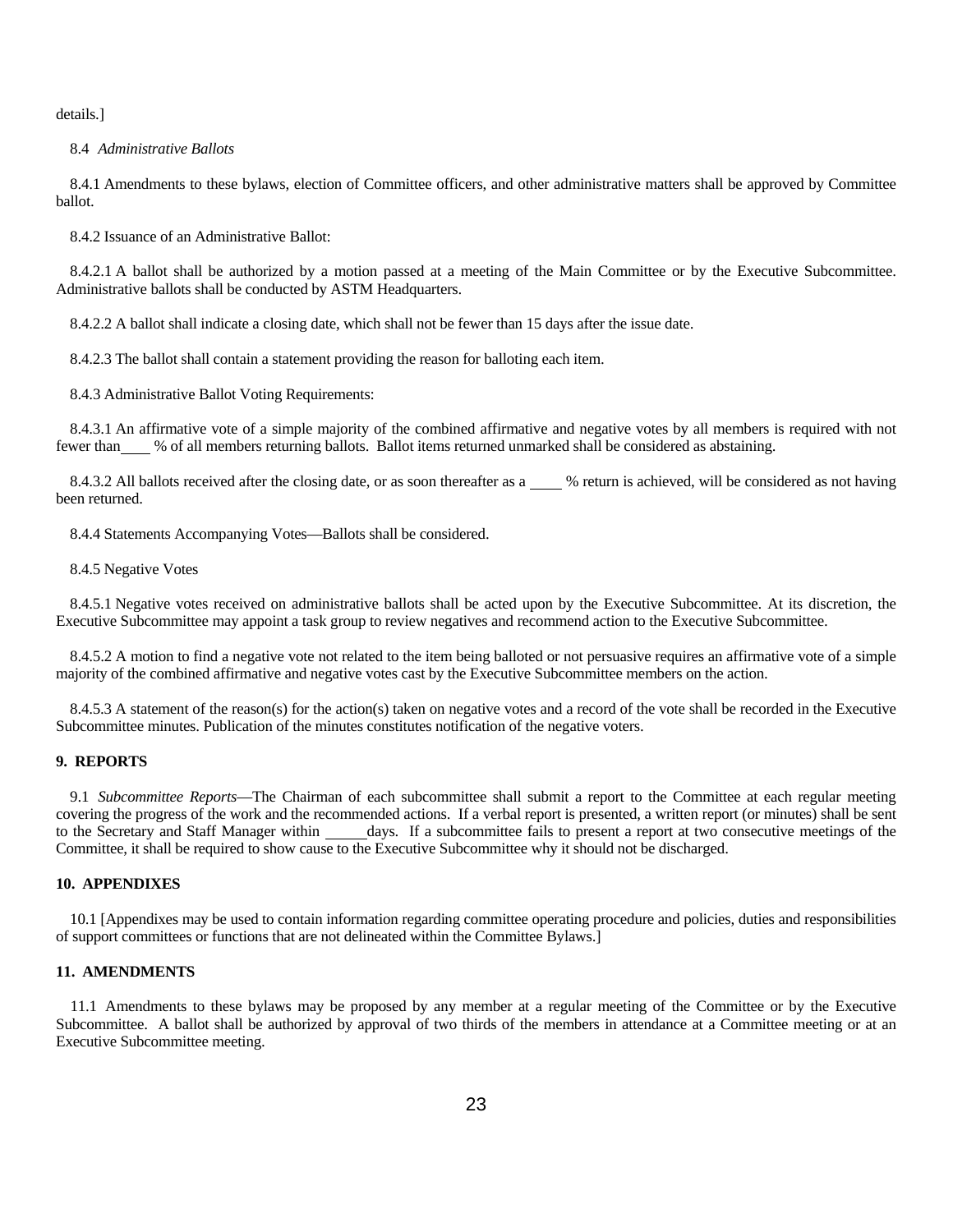details.]

8.4 *Administrative Ballots*

8.4.1 Amendments to these bylaws, election of Committee officers, and other administrative matters shall be approved by Committee ballot.

8.4.2 Issuance of an Administrative Ballot:

8.4.2.1 A ballot shall be authorized by a motion passed at a meeting of the Main Committee or by the Executive Subcommittee. Administrative ballots shall be conducted by ASTM Headquarters.

8.4.2.2 A ballot shall indicate a closing date, which shall not be fewer than 15 days after the issue date.

8.4.2.3 The ballot shall contain a statement providing the reason for balloting each item.

8.4.3 Administrative Ballot Voting Requirements:

8.4.3.1 An affirmative vote of a simple majority of the combined affirmative and negative votes by all members is required with not fewer than____ % of all members returning ballots. Ballot items returned unmarked shall be considered as abstaining.

8.4.3.2 All ballots received after the closing date, or as soon thereafter as a ____ % return is achieved, will be considered as not having been returned.

8.4.4 Statements Accompanying Votes—Ballots shall be considered.

8.4.5 Negative Votes

8.4.5.1 Negative votes received on administrative ballots shall be acted upon by the Executive Subcommittee. At its discretion, the Executive Subcommittee may appoint a task group to review negatives and recommend action to the Executive Subcommittee.

8.4.5.2 A motion to find a negative vote not related to the item being balloted or not persuasive requires an affirmative vote of a simple majority of the combined affirmative and negative votes cast by the Executive Subcommittee members on the action.

8.4.5.3 A statement of the reason(s) for the action(s) taken on negative votes and a record of the vote shall be recorded in the Executive Subcommittee minutes. Publication of the minutes constitutes notification of the negative voters.

## 9. REPORTS

9.1 *Subcommittee Reports*—The Chairman of each subcommittee shall submit a report to the Committee at each regular meeting covering the progress of the work and the recommended actions. If a verbal report is presented, a written report (or minutes) shall be sent to the Secretary and Staff Manager within _____days. If a subcommittee fails to present a report at two consecutive meetings of the Committee, it shall be required to show cause to the Executive Subcommittee why it should not be discharged.

## 10. APPENDIXES

10.1 [Appendixes may be used to contain information regarding committee operating procedure and policies, duties and responsibilities of support committees or functions that are not delineated within the Committee Bylaws.]

## 11. AMENDMENTS

11.1 Amendments to these bylaws may be proposed by any member at a regular meeting of the Committee or by the Executive Subcommittee. A ballot shall be authorized by approval of two thirds of the members in attendance at a Committee meeting or at an Executive Subcommittee meeting.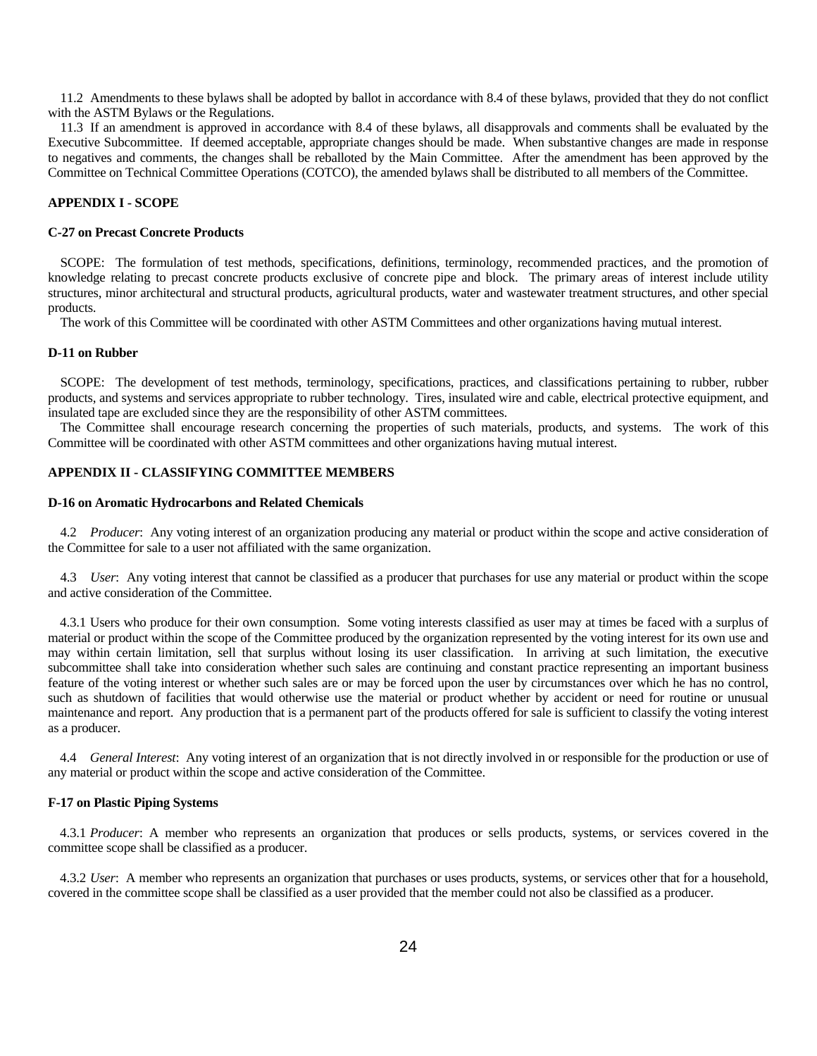11.2 Amendments to these bylaws shall be adopted by ballot in accordance with 8.4 of these bylaws, provided that they do not conflict with the ASTM Bylaws or the Regulations.

11.3 If an amendment is approved in accordance with 8.4 of these bylaws, all disapprovals and comments shall be evaluated by the Executive Subcommittee. If deemed acceptable, appropriate changes should be made. When substantive changes are made in response to negatives and comments, the changes shall be reballoted by the Main Committee. After the amendment has been approved by the Committee on Technical Committee Operations (COTCO), the amended bylaws shall be distributed to all members of the Committee.

## APPENDIX I - SCOPE

### C-27 on Precast Concrete Products

SCOPE: The formulation of test methods, specifications, definitions, terminology, recommended practices, and the promotion of knowledge relating to precast concrete products exclusive of concrete pipe and block. The primary areas of interest include utility structures, minor architectural and structural products, agricultural products, water and wastewater treatment structures, and other special products.

The work of this Committee will be coordinated with other ASTM Committees and other organizations having mutual interest.

### D-11 on Rubber

SCOPE: The development of test methods, terminology, specifications, practices, and classifications pertaining to rubber, rubber products, and systems and services appropriate to rubber technology. Tires, insulated wire and cable, electrical protective equipment, and insulated tape are excluded since they are the responsibility of other ASTM committees.

The Committee shall encourage research concerning the properties of such materials, products, and systems. The work of this Committee will be coordinated with other ASTM committees and other organizations having mutual interest.

## APPENDIX II - CLASSIFYING COMMITTEE MEMBERS

### D-16 on Aromatic Hydrocarbons and Related Chemicals

4.2 *Producer*: Any voting interest of an organization producing any material or product within the scope and active consideration of the Committee for sale to a user not affiliated with the same organization.

4.3 *User*: Any voting interest that cannot be classified as a producer that purchases for use any material or product within the scope and active consideration of the Committee.

4.3.1 Users who produce for their own consumption. Some voting interests classified as user may at times be faced with a surplus of material or product within the scope of the Committee produced by the organization represented by the voting interest for its own use and may within certain limitation, sell that surplus without losing its user classification. In arriving at such limitation, the executive subcommittee shall take into consideration whether such sales are continuing and constant practice representing an important business feature of the voting interest or whether such sales are or may be forced upon the user by circumstances over which he has no control, such as shutdown of facilities that would otherwise use the material or product whether by accident or need for routine or unusual maintenance and report. Any production that is a permanent part of the products offered for sale is sufficient to classify the voting interest as a producer.

4.4 *General Interest*: Any voting interest of an organization that is not directly involved in or responsible for the production or use of any material or product within the scope and active consideration of the Committee.

### F-17 on Plastic Piping Systems

4.3.1 *Producer*: A member who represents an organization that produces or sells products, systems, or services covered in the committee scope shall be classified as a producer.

4.3.2 *User*: A member who represents an organization that purchases or uses products, systems, or services other that for a household, covered in the committee scope shall be classified as a user provided that the member could not also be classified as a producer.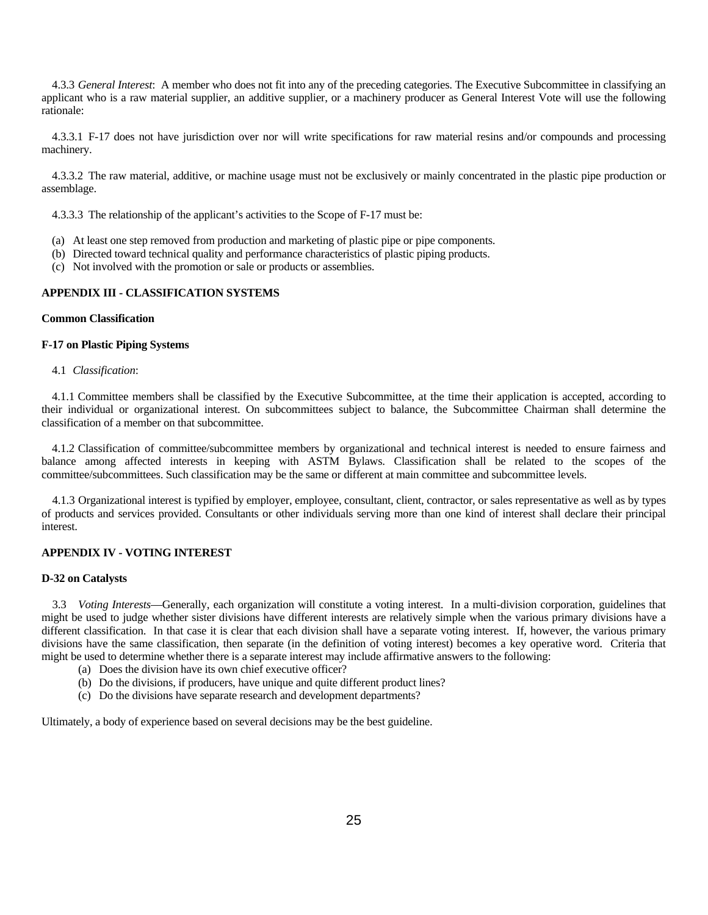4.3.3 *General Interest*: A member who does not fit into any of the preceding categories. The Executive Subcommittee in classifying an applicant who is a raw material supplier, an additive supplier, or a machinery producer as General Interest Vote will use the following rationale:

4.3.3.1 F-17 does not have jurisdiction over nor will write specifications for raw material resins and/or compounds and processing machinery.

4.3.3.2 The raw material, additive, or machine usage must not be exclusively or mainly concentrated in the plastic pipe production or assemblage.

4.3.3.3 The relationship of the applicant's activities to the Scope of F-17 must be:

(a) At least one step removed from production and marketing of plastic pipe or pipe components.
(b) Directed toward technical quality and performance characteristics of plastic piping products.
(c) Not involved with the promotion or sale or products or assemblies.

**APPENDIX III - CLASSIFICATION SYSTEMS**

**Common Classification**

**F-17 on Plastic Piping Systems**

4.1 *Classification*:

4.1.1 Committee members shall be classified by the Executive Subcommittee, at the time their application is accepted, according to their individual or organizational interest. On subcommittees subject to balance, the Subcommittee Chairman shall determine the classification of a member on that subcommittee.

4.1.2 Classification of committee/subcommittee members by organizational and technical interest is needed to ensure fairness and balance among affected interests in keeping with ASTM Bylaws. Classification shall be related to the scopes of the committee/subcommittees. Such classification may be the same or different at main committee and subcommittee levels.

4.1.3 Organizational interest is typified by employer, employee, consultant, client, contractor, or sales representative as well as by types of products and services provided. Consultants or other individuals serving more than one kind of interest shall declare their principal interest.

**APPENDIX IV - VOTING INTEREST**

**D-32 on Catalysts**

3.3 *Voting Interests*—Generally, each organization will constitute a voting interest. In a multi-division corporation, guidelines that might be used to judge whether sister divisions have different interests are relatively simple when the various primary divisions have a different classification. In that case it is clear that each division shall have a separate voting interest. If, however, the various primary divisions have the same classification, then separate (in the definition of voting interest) becomes a key operative word. Criteria that might be used to determine whether there is a separate interest may include affirmative answers to the following:

(a) Does the division have its own chief executive officer?
(b) Do the divisions, if producers, have unique and quite different product lines?
(c) Do the divisions have separate research and development departments?

Ultimately, a body of experience based on several decisions may be the best guideline.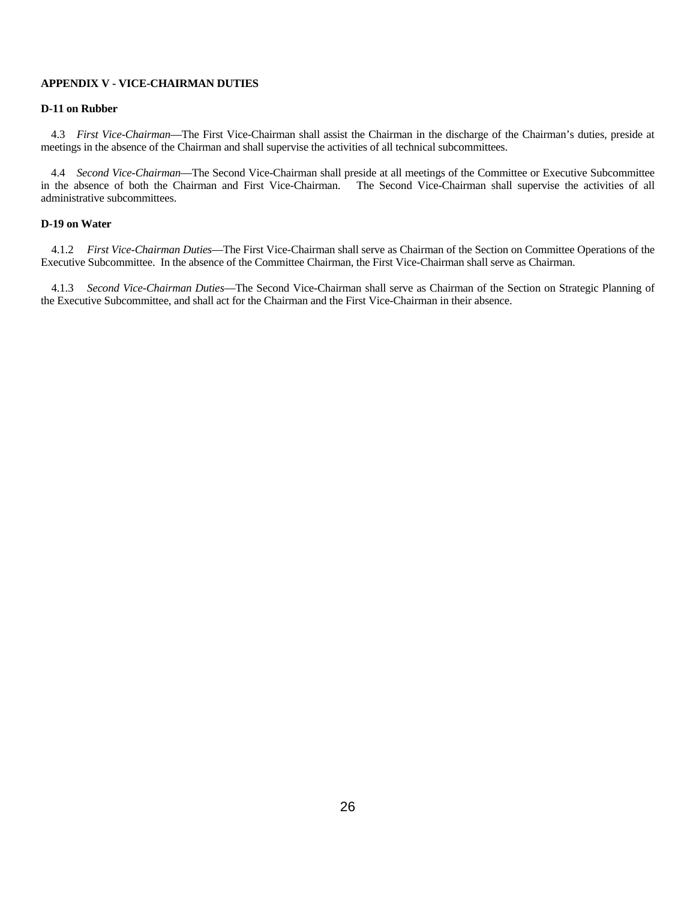## APPENDIX V - VICE-CHAIRMAN DUTIES

### D-11 on Rubber

4.3 *First Vice-Chairman*—The First Vice-Chairman shall assist the Chairman in the discharge of the Chairman's duties, preside at meetings in the absence of the Chairman and shall supervise the activities of all technical subcommittees.

4.4 *Second Vice-Chairman*—The Second Vice-Chairman shall preside at all meetings of the Committee or Executive Subcommittee in the absence of both the Chairman and First Vice-Chairman. The Second Vice-Chairman shall supervise the activities of all administrative subcommittees.

### D-19 on Water

4.1.2 *First Vice-Chairman Duties*—The First Vice-Chairman shall serve as Chairman of the Section on Committee Operations of the Executive Subcommittee. In the absence of the Committee Chairman, the First Vice-Chairman shall serve as Chairman.

4.1.3 *Second Vice-Chairman Duties*—The Second Vice-Chairman shall serve as Chairman of the Section on Strategic Planning of the Executive Subcommittee, and shall act for the Chairman and the First Vice-Chairman in their absence.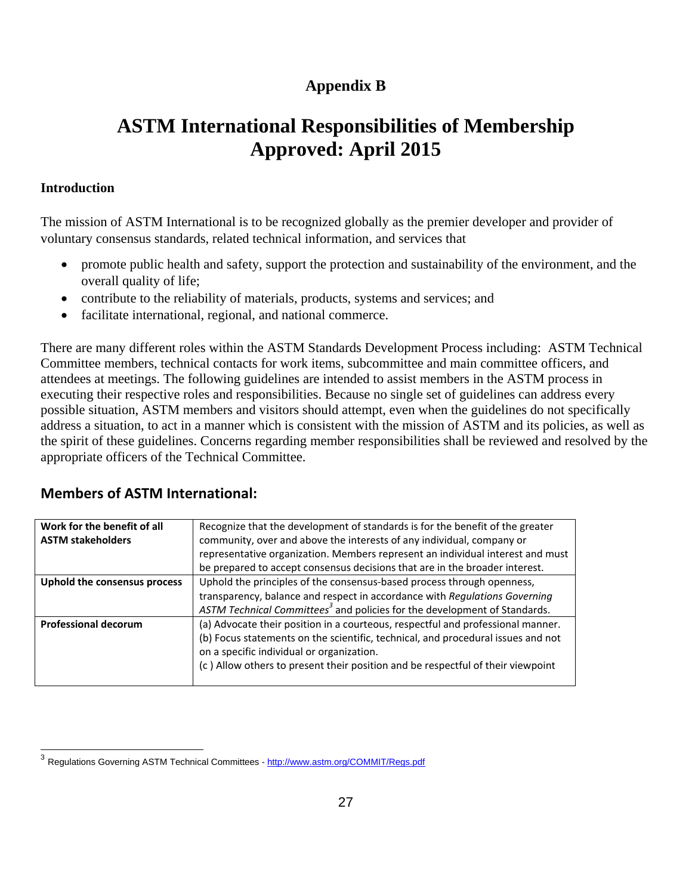# Appendix B

# ASTM International Responsibilities of Membership Approved: April 2015

### Introduction

The mission of ASTM International is to be recognized globally as the premier developer and provider of voluntary consensus standards, related technical information, and services that

- promote public health and safety, support the protection and sustainability of the environment, and the overall quality of life;
- contribute to the reliability of materials, products, systems and services; and
- facilitate international, regional, and national commerce.

There are many different roles within the ASTM Standards Development Process including: ASTM Technical Committee members, technical contacts for work items, subcommittee and main committee officers, and attendees at meetings. The following guidelines are intended to assist members in the ASTM process in executing their respective roles and responsibilities. Because no single set of guidelines can address every possible situation, ASTM members and visitors should attempt, even when the guidelines do not specifically address a situation, to act in a manner which is consistent with the mission of ASTM and its policies, as well as the spirit of these guidelines. Concerns regarding member responsibilities shall be reviewed and resolved by the appropriate officers of the Technical Committee.

## Members of ASTM International:

| | |
|---|---|
| **Work for the benefit of all ASTM stakeholders** | Recognize that the development of standards is for the benefit of the greater community, over and above the interests of any individual, company or representative organization. Members represent an individual interest and must be prepared to accept consensus decisions that are in the broader interest. |
| **Uphold the consensus process** | Uphold the principles of the consensus-based process through openness, transparency, balance and respect in accordance with *Regulations Governing ASTM Technical Committees*[3] and policies for the development of Standards. |
| **Professional decorum** | (a) Advocate their position in a courteous, respectful and professional manner.<br>(b) Focus statements on the scientific, technical, and procedural issues and not on a specific individual or organization.<br>(c ) Allow others to present their position and be respectful of their viewpoint |

[3] Regulations Governing ASTM Technical Committees - http://www.astm.org/COMMIT/Regs.pdf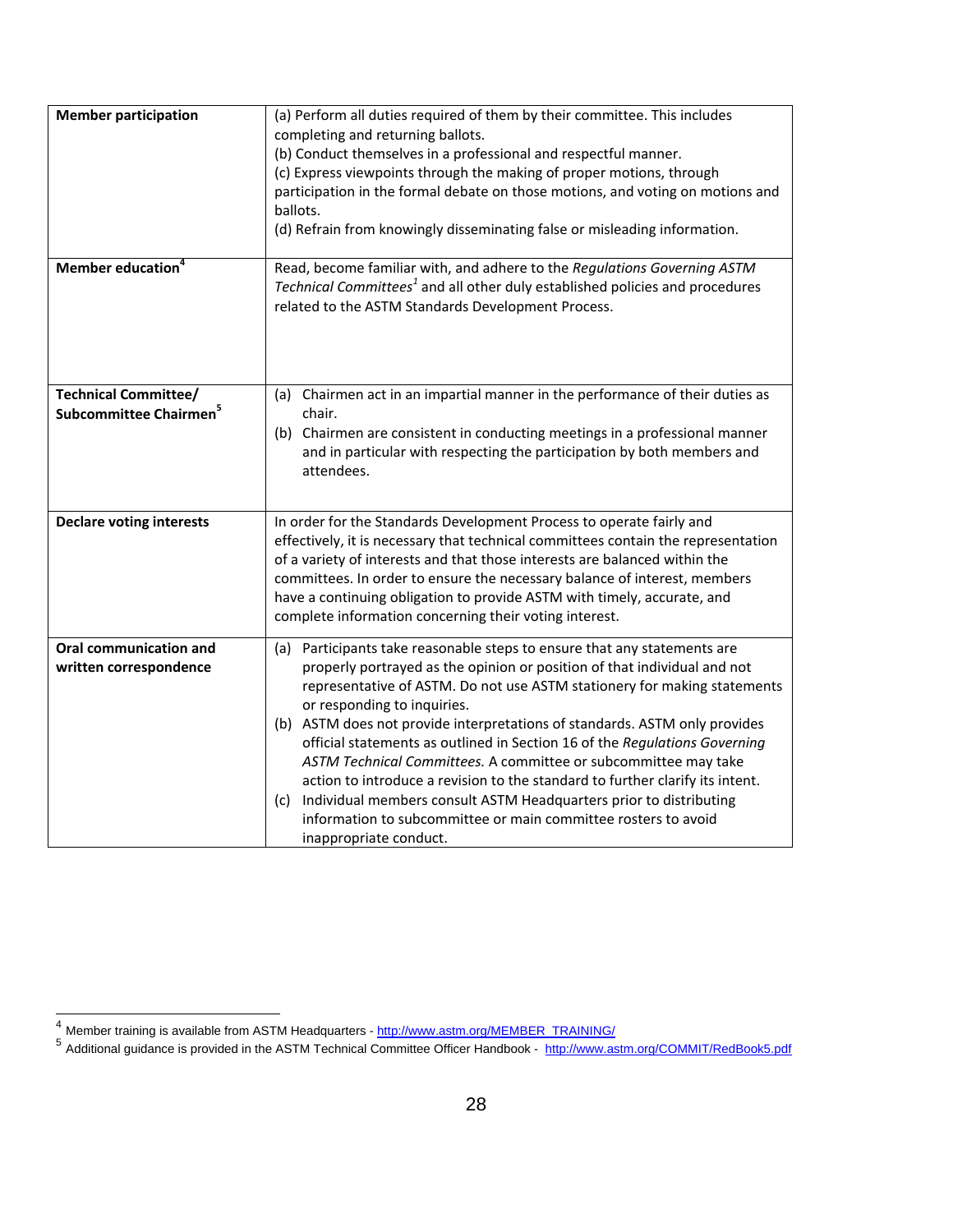| | |
|---|---|
| **Member participation** | (a) Perform all duties required of them by their committee. This includes completing and returning ballots.<br>(b) Conduct themselves in a professional and respectful manner.<br>(c) Express viewpoints through the making of proper motions, through participation in the formal debate on those motions, and voting on motions and ballots.<br>(d) Refrain from knowingly disseminating false or misleading information. |
| **Member education**[4] | Read, become familiar with, and adhere to the *Regulations Governing ASTM Technical Committees*[1] and all other duly established policies and procedures related to the ASTM Standards Development Process. |
| **Technical Committee/ Subcommittee Chairmen**[5] | (a) Chairmen act in an impartial manner in the performance of their duties as chair.<br>(b) Chairmen are consistent in conducting meetings in a professional manner and in particular with respecting the participation by both members and attendees. |
| **Declare voting interests** | In order for the Standards Development Process to operate fairly and effectively, it is necessary that technical committees contain the representation of a variety of interests and that those interests are balanced within the committees. In order to ensure the necessary balance of interest, members have a continuing obligation to provide ASTM with timely, accurate, and complete information concerning their voting interest. |
| **Oral communication and written correspondence** | (a) Participants take reasonable steps to ensure that any statements are properly portrayed as the opinion or position of that individual and not representative of ASTM. Do not use ASTM stationery for making statements or responding to inquiries.<br>(b) ASTM does not provide interpretations of standards. ASTM only provides official statements as outlined in Section 16 of the *Regulations Governing ASTM Technical Committees.* A committee or subcommittee may take action to introduce a revision to the standard to further clarify its intent.<br>(c) Individual members consult ASTM Headquarters prior to distributing information to subcommittee or main committee rosters to avoid inappropriate conduct. |

[4] Member training is available from ASTM Headquarters - http://www.astm.org/MEMBER_TRAINING/

[5] Additional guidance is provided in the ASTM Technical Committee Officer Handbook - http://www.astm.org/COMMIT/RedBook5.pdf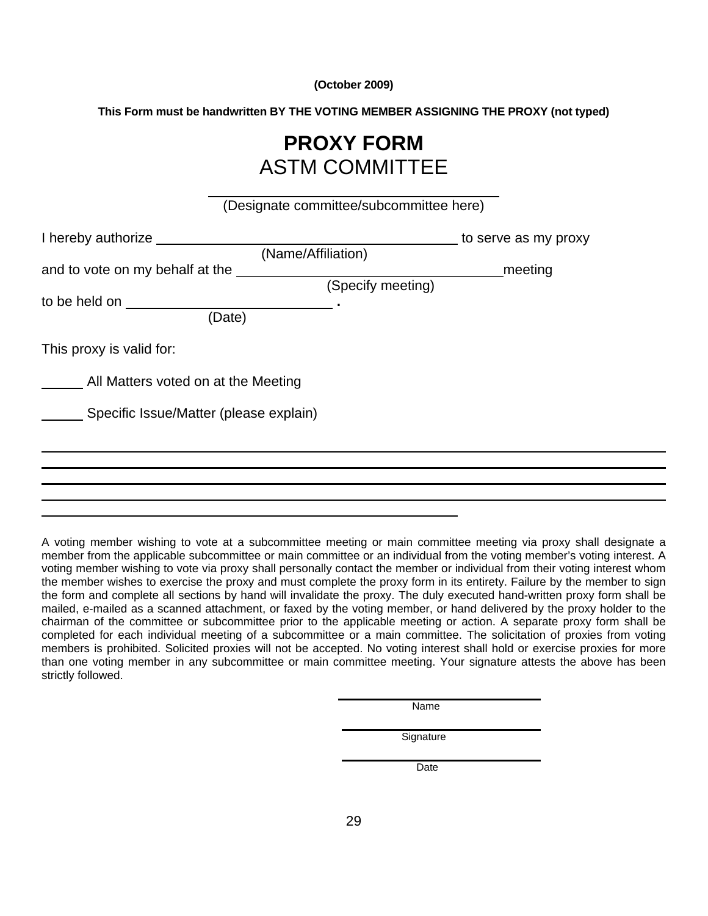**(October 2009)**

**This Form must be handwritten BY THE VOTING MEMBER ASSIGNING THE PROXY (not typed)**

# PROXY FORM

## ASTM COMMITTEE

\_\_\_\_\_\_\_\_\_\_\_\_\_\_\_\_\_\_\_\_\_\_\_\_\_\_\_\_\_\_\_\_\_\_\_\_\_\_\_\_
(Designate committee/subcommittee here)

I hereby authorize \_\_\_\_\_\_\_\_\_\_\_\_\_\_\_\_\_\_\_\_\_\_\_\_\_\_\_\_\_\_\_\_\_\_\_\_\_\_\_\_ to serve as my proxy
(Name/Affiliation)

and to vote on my behalf at the \_\_\_\_\_\_\_\_\_\_\_\_\_\_\_\_\_\_\_\_\_\_\_\_\_\_\_\_\_\_\_\_\_\_\_\_meeting
(Specify meeting)

to be held on \_\_\_\_\_\_\_\_\_\_\_\_\_\_\_\_\_\_\_\_\_\_\_\_\_\_\_\_\_\_ .
(Date)

This proxy is valid for:

\_\_\_\_\_\_ All Matters voted on at the Meeting

\_\_\_\_\_\_ Specific Issue/Matter (please explain)

\_\_\_\_\_\_\_\_\_\_\_\_\_\_\_\_\_\_\_\_\_\_\_\_\_\_\_\_\_\_\_\_\_\_\_\_\_\_\_\_\_\_\_\_\_\_\_\_\_\_\_\_\_\_\_\_\_\_\_\_\_\_\_\_\_\_\_\_\_\_\_\_\_\_\_\_\_\_

\_\_\_\_\_\_\_\_\_\_\_\_\_\_\_\_\_\_\_\_\_\_\_\_\_\_\_\_\_\_\_\_\_\_\_\_\_\_\_\_\_\_\_\_\_\_\_\_\_\_\_\_\_\_\_\_\_\_\_\_\_\_\_\_\_\_\_\_\_\_\_\_\_\_\_\_\_\_

\_\_\_\_\_\_\_\_\_\_\_\_\_\_\_\_\_\_\_\_\_\_\_\_\_\_\_\_\_\_\_\_\_\_\_\_\_\_\_\_\_\_\_\_\_\_\_\_\_\_\_\_\_\_\_\_\_\_\_\_\_\_\_\_\_\_\_\_\_\_\_\_\_\_\_\_\_\_

\_\_\_\_\_\_\_\_\_\_\_\_\_\_\_\_\_\_\_\_\_\_\_\_\_\_\_\_\_\_\_\_\_\_\_\_\_\_\_\_\_\_\_\_\_\_\_\_\_\_\_\_\_\_\_\_\_\_\_\_\_\_\_\_\_\_\_\_\_\_\_\_\_\_\_\_\_\_

\_\_\_\_\_\_\_\_\_\_\_\_\_\_\_\_\_\_\_\_\_\_\_\_\_\_\_\_\_\_\_\_\_\_\_\_\_\_\_\_\_\_\_\_\_\_\_\_\_\_

A voting member wishing to vote at a subcommittee meeting or main committee meeting via proxy shall designate a member from the applicable subcommittee or main committee or an individual from the voting member's voting interest. A voting member wishing to vote via proxy shall personally contact the member or individual from their voting interest whom the member wishes to exercise the proxy and must complete the proxy form in its entirety. Failure by the member to sign the form and complete all sections by hand will invalidate the proxy. The duly executed hand-written proxy form shall be mailed, e-mailed as a scanned attachment, or faxed by the voting member, or hand delivered by the proxy holder to the chairman of the committee or subcommittee prior to the applicable meeting or action. A separate proxy form shall be completed for each individual meeting of a subcommittee or a main committee. The solicitation of proxies from voting members is prohibited. Solicited proxies will not be accepted. No voting interest shall hold or exercise proxies for more than one voting member in any subcommittee or main committee meeting. Your signature attests the above has been strictly followed.

\_\_\_\_\_\_\_\_\_\_\_\_\_\_\_\_\_\_\_\_\_\_\_\_\_\_\_\_
Name

\_\_\_\_\_\_\_\_\_\_\_\_\_\_\_\_\_\_\_\_\_\_\_\_\_\_\_\_
Signature

\_\_\_\_\_\_\_\_\_\_\_\_\_\_\_\_\_\_\_\_\_\_\_\_\_\_\_\_
Date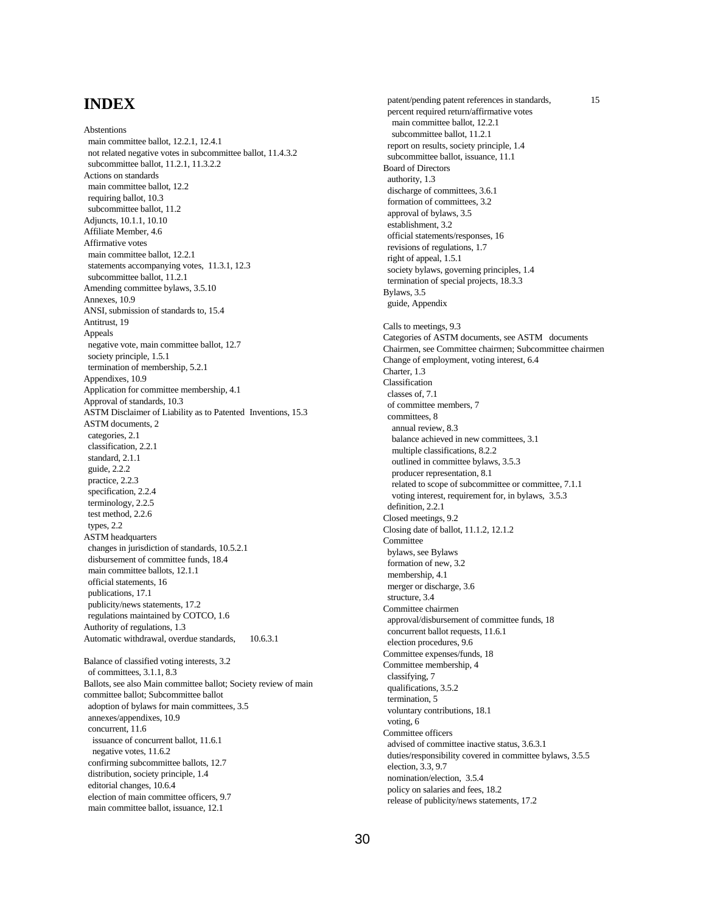# INDEX

Abstentions
  main committee ballot, 12.2.1, 12.4.1
  not related negative votes in subcommittee ballot, 11.4.3.2
  subcommittee ballot, 11.2.1, 11.3.2.2
Actions on standards
  main committee ballot, 12.2
  requiring ballot, 10.3
  subcommittee ballot, 11.2
Adjuncts, 10.1.1, 10.10
Affiliate Member, 4.6
Affirmative votes
  main committee ballot, 12.2.1
  statements accompanying votes, 11.3.1, 12.3
  subcommittee ballot, 11.2.1
Amending committee bylaws, 3.5.10
Annexes, 10.9
ANSI, submission of standards to, 15.4
Antitrust, 19
Appeals
  negative vote, main committee ballot, 12.7
  society principle, 1.5.1
  termination of membership, 5.2.1
Appendixes, 10.9
Application for committee membership, 4.1
Approval of standards, 10.3
ASTM Disclaimer of Liability as to Patented Inventions, 15.3
ASTM documents, 2
  categories, 2.1
  classification, 2.2.1
  standard, 2.1.1
  guide, 2.2.2
  practice, 2.2.3
  specification, 2.2.4
  terminology, 2.2.5
  test method, 2.2.6
  types, 2.2
ASTM headquarters
  changes in jurisdiction of standards, 10.5.2.1
  disbursement of committee funds, 18.4
  main committee ballots, 12.1.1
  official statements, 16
  publications, 17.1
  publicity/news statements, 17.2
  regulations maintained by COTCO, 1.6
Authority of regulations, 1.3
Automatic withdrawal, overdue standards, 10.6.3.1

Balance of classified voting interests, 3.2
  of committees, 3.1.1, 8.3
Ballots, see also Main committee ballot; Society review of main committee ballot; Subcommittee ballot
  adoption of bylaws for main committees, 3.5
  annexes/appendixes, 10.9
  concurrent, 11.6
    issuance of concurrent ballot, 11.6.1
    negative votes, 11.6.2
  confirming subcommittee ballots, 12.7
  distribution, society principle, 1.4
  editorial changes, 10.6.4
  election of main committee officers, 9.7
  main committee ballot, issuance, 12.1
  patent/pending patent references in standards, 15
  percent required return/affirmative votes
    main committee ballot, 12.2.1
    subcommittee ballot, 11.2.1
  report on results, society principle, 1.4
  subcommittee ballot, issuance, 11.1
Board of Directors
  authority, 1.3
  discharge of committees, 3.6.1
  formation of committees, 3.2
  approval of bylaws, 3.5
  establishment, 3.2
  official statements/responses, 16
  revisions of regulations, 1.7
  right of appeal, 1.5.1
  society bylaws, governing principles, 1.4
  termination of special projects, 18.3.3
Bylaws, 3.5
  guide, Appendix

Calls to meetings, 9.3
Categories of ASTM documents, see ASTM documents
Chairmen, see Committee chairmen; Subcommittee chairmen
Change of employment, voting interest, 6.4
Charter, 1.3
Classification
  classes of, 7.1
  of committee members, 7
  committees, 8
    annual review, 8.3
    balance achieved in new committees, 3.1
    multiple classifications, 8.2.2
    outlined in committee bylaws, 3.5.3
    producer representation, 8.1
    related to scope of subcommittee or committee, 7.1.1
    voting interest, requirement for, in bylaws, 3.5.3
  definition, 2.2.1
Closed meetings, 9.2
Closing date of ballot, 11.1.2, 12.1.2
Committee
  bylaws, see Bylaws
  formation of new, 3.2
  membership, 4.1
  merger or discharge, 3.6
  structure, 3.4
Committee chairmen
  approval/disbursement of committee funds, 18
  concurrent ballot requests, 11.6.1
  election procedures, 9.6
Committee expenses/funds, 18
Committee membership, 4
  classifying, 7
  qualifications, 3.5.2
  termination, 5
  voluntary contributions, 18.1
  voting, 6
Committee officers
  advised of committee inactive status, 3.6.3.1
  duties/responsibility covered in committee bylaws, 3.5.5
  election, 3.3, 9.7
  nomination/election, 3.5.4
  policy on salaries and fees, 18.2
  release of publicity/news statements, 17.2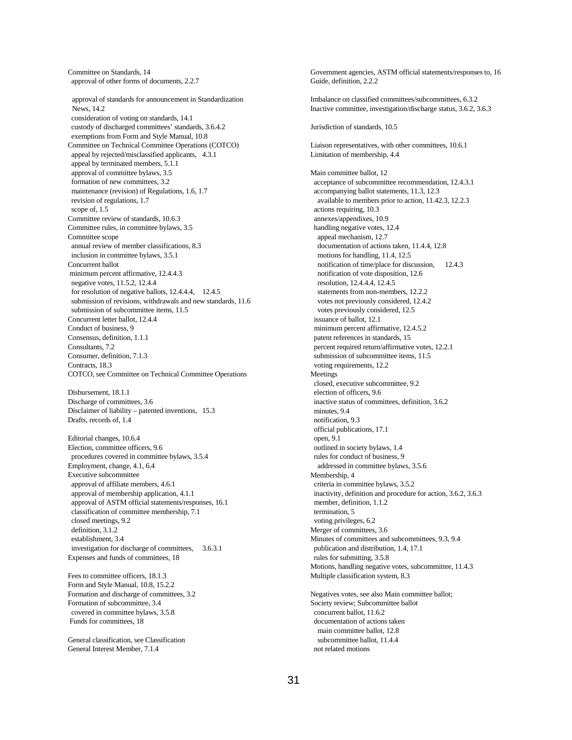Committee on Standards, 14
  approval of other forms of documents, 2.2.7

  approval of standards for announcement in Standardization News, 14.2
  consideration of voting on standards, 14.1
  custody of discharged committees' standards, 3.6.4.2
  exemptions from Form and Style Manual, 10.8
Committee on Technical Committee Operations (COTCO)
  appeal by rejected/misclassified applicants, 4.3.1
  appeal by terminated members, 5.1.1
  approval of committee bylaws, 3.5
  formation of new committees, 3.2
  maintenance (revision) of Regulations, 1.6, 1.7
  revision of regulations, 1.7
  scope of, 1.5
Committee review of standards, 10.6.3
Committee rules, in committee bylaws, 3.5
Committee scope
  annual review of member classifications, 8.3
  inclusion in committee bylaws, 3.5.1
Concurrent ballot
  minimum percent affirmative, 12.4.4.3
  negative votes, 11.5.2, 12.4.4
  for resolution of negative ballots, 12.4.4.4, 12.4.5
  submission of revisions, withdrawals and new standards, 11.6
  submission of subcommittee items, 11.5
Concurrent letter ballot, 12.4.4
Conduct of business, 9
Consensus, definition, 1.1.1
Consultants, 7.2
Consumer, definition, 7.1.3
Contracts, 18.3
COTCO, see Committee on Technical Committee Operations

Disbursement, 18.1.1
Discharge of committees, 3.6
Disclaimer of liability – patented inventions, 15.3
Drafts, records of, 1.4

Editorial changes, 10.6.4
Election, committee officers, 9.6
  procedures covered in committee bylaws, 3.5.4
Employment, change, 4.1, 6.4
Executive subcommittee
  approval of affiliate members, 4.6.1
  approval of membership application, 4.1.1
  approval of ASTM official statements/responses, 16.1
  classification of committee membership, 7.1
  closed meetings, 9.2
  definition, 3.1.2
  establishment, 3.4
  investigation for discharge of committees, 3.6.3.1
Expenses and funds of committees, 18

Fees to committee officers, 18.1.3
Form and Style Manual, 10.8, 15.2.2
Formation and discharge of committees, 3.2
Formation of subcommittee, 3.4
  covered in committee bylaws, 3.5.8
  Funds for committees, 18

General classification, see Classification
General Interest Member, 7.1.4

Government agencies, ASTM official statements/responses to, 16
Guide, definition, 2.2.2

Imbalance on classified committees/subcommittees, 6.3.2
Inactive committee, investigation/discharge status, 3.6.2, 3.6.3

Jurisdiction of standards, 10.5

Liaison representatives, with other committees, 10.6.1
Limitation of membership, 4.4

Main committee ballot, 12
  acceptance of subcommittee recommendation, 12.4.3.1
  accompanying ballot statements, 11.3, 12.3
    available to members prior to action, 11.42.3, 12.2.3
  actions requiring, 10.3
  annexes/appendixes, 10.9
  handling negative votes, 12.4
    appeal mechanism, 12.7
    documentation of actions taken, 11.4.4, 12.8
    motions for handling, 11.4, 12.5
    notification of time/place for discussion, 12.4.3
    notification of vote disposition, 12.6
    resolution, 12.4.4.4, 12.4.5
    statements from non-members, 12.2.2
    votes not previously considered, 12.4.2
    votes previously considered, 12.5
  issuance of ballot, 12.1
  minimum percent affirmative, 12.4.5.2
  patent references in standards, 15
  percent required return/affirmative votes, 12.2.1
  submission of subcommittee items, 11.5
  voting requirements, 12.2
Meetings
  closed, executive subcommittee, 9.2
  election of officers, 9.6
  inactive status of committees, definition, 3.6.2
  minutes, 9.4
  notification, 9.3
  official publications, 17.1
  open, 9.1
  outlined in society bylaws, 1.4
  rules for conduct of business, 9
    addressed in committee bylaws, 3.5.6
Membership, 4
  criteria in committee bylaws, 3.5.2
  inactivity, definition and procedure for action, 3.6.2, 3.6.3
  member, definition, 1.1.2
  termination, 5
  voting privileges, 6.2
Merger of committees, 3.6
Minutes of committees and subcommittees, 9.3, 9.4
  publication and distribution, 1.4, 17.1
  rules for submitting, 3.5.8
Motions, handling negative votes, subcommittee, 11.4.3
Multiple classification system, 8.3

Negatives votes, see also Main committee ballot; Society review; Subcommittee ballot
  concurrent ballot, 11.6.2
  documentation of actions taken
    main committee ballot, 12.8
    subcommittee ballot, 11.4.4
  not related motions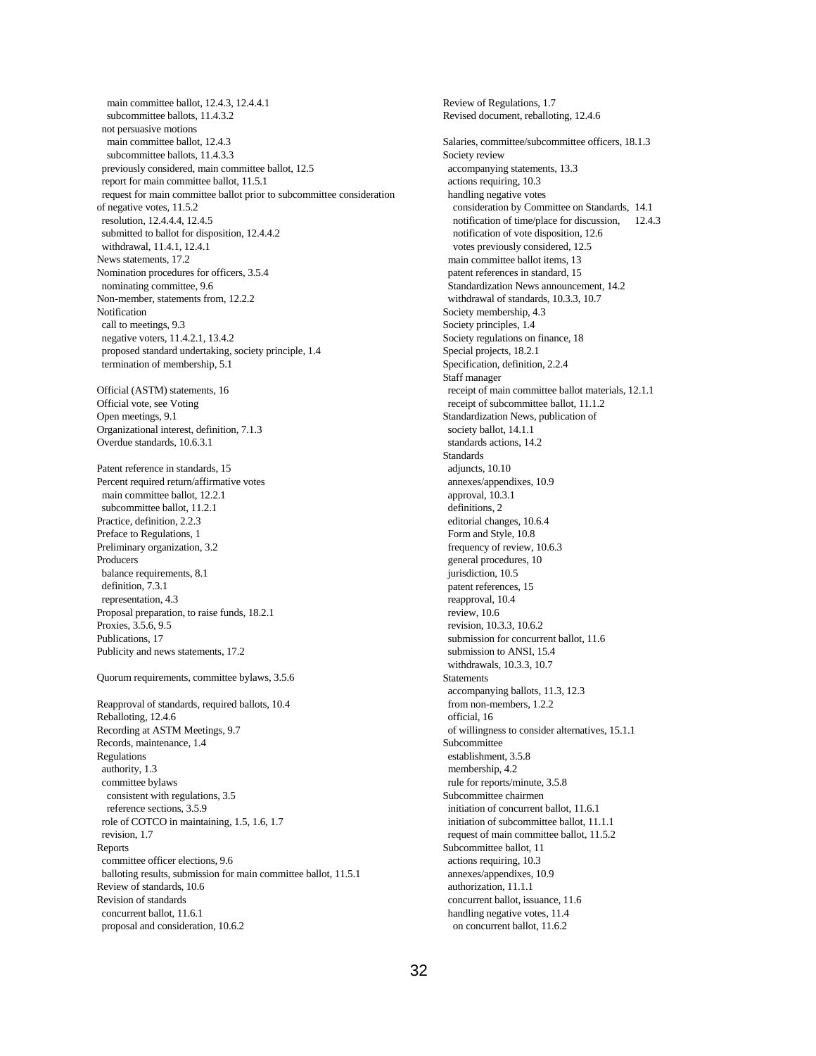main committee ballot, 12.4.3, 12.4.4.1
    subcommittee ballots, 11.4.3.2
  not persuasive motions
    main committee ballot, 12.4.3
    subcommittee ballots, 11.4.3.3
  previously considered, main committee ballot, 12.5
  report for main committee ballot, 11.5.1
  request for main committee ballot prior to subcommittee consideration of negative votes, 11.5.2
  resolution, 12.4.4.4, 12.4.5
  submitted to ballot for disposition, 12.4.4.2
  withdrawal, 11.4.1, 12.4.1
News statements, 17.2
Nomination procedures for officers, 3.5.4
  nominating committee, 9.6
Non-member, statements from, 12.2.2
Notification
  call to meetings, 9.3
  negative voters, 11.4.2.1, 13.4.2
  proposed standard undertaking, society principle, 1.4
  termination of membership, 5.1

Official (ASTM) statements, 16
Official vote, see Voting
Open meetings, 9.1
Organizational interest, definition, 7.1.3
Overdue standards, 10.6.3.1

Patent reference in standards, 15
Percent required return/affirmative votes
  main committee ballot, 12.2.1
  subcommittee ballot, 11.2.1
Practice, definition, 2.2.3
Preface to Regulations, 1
Preliminary organization, 3.2
Producers
  balance requirements, 8.1
  definition, 7.3.1
  representation, 4.3
Proposal preparation, to raise funds, 18.2.1
Proxies, 3.5.6, 9.5
Publications, 17
Publicity and news statements, 17.2

Quorum requirements, committee bylaws, 3.5.6

Reapproval of standards, required ballots, 10.4
Reballoting, 12.4.6
Recording at ASTM Meetings, 9.7
Records, maintenance, 1.4
Regulations
  authority, 1.3
  committee bylaws
    consistent with regulations, 3.5
    reference sections, 3.5.9
  role of COTCO in maintaining, 1.5, 1.6, 1.7
  revision, 1.7
Reports
  committee officer elections, 9.6
  balloting results, submission for main committee ballot, 11.5.1
Review of standards, 10.6
Revision of standards
  concurrent ballot, 11.6.1
  proposal and consideration, 10.6.2
Review of Regulations, 1.7
Revised document, reballoting, 12.4.6

Salaries, committee/subcommittee officers, 18.1.3
Society review
  accompanying statements, 13.3
  actions requiring, 10.3
  handling negative votes
    consideration by Committee on Standards, 14.1
    notification of time/place for discussion, 12.4.3
    notification of vote disposition, 12.6
    votes previously considered, 12.5
  main committee ballot items, 13
  patent references in standard, 15
  Standardization News announcement, 14.2
  withdrawal of standards, 10.3.3, 10.7
Society membership, 4.3
Society principles, 1.4
Society regulations on finance, 18
Special projects, 18.2.1
Specification, definition, 2.2.4
Staff manager
  receipt of main committee ballot materials, 12.1.1
  receipt of subcommittee ballot, 11.1.2
Standardization News, publication of
  society ballot, 14.1.1
  standards actions, 14.2
Standards
  adjuncts, 10.10
  annexes/appendixes, 10.9
  approval, 10.3.1
  definitions, 2
  editorial changes, 10.6.4
  Form and Style, 10.8
  frequency of review, 10.6.3
  general procedures, 10
  jurisdiction, 10.5
  patent references, 15
  reapproval, 10.4
  review, 10.6
  revision, 10.3.3, 10.6.2
  submission for concurrent ballot, 11.6
  submission to ANSI, 15.4
  withdrawals, 10.3.3, 10.7
Statements
  accompanying ballots, 11.3, 12.3
  from non-members, 1.2.2
  official, 16
  of willingness to consider alternatives, 15.1.1
Subcommittee
  establishment, 3.5.8
  membership, 4.2
  rule for reports/minute, 3.5.8
Subcommittee chairmen
  initiation of concurrent ballot, 11.6.1
  initiation of subcommittee ballot, 11.1.1
  request of main committee ballot, 11.5.2
Subcommittee ballot, 11
  actions requiring, 10.3
  annexes/appendixes, 10.9
  authorization, 11.1.1
  concurrent ballot, issuance, 11.6
  handling negative votes, 11.4
    on concurrent ballot, 11.6.2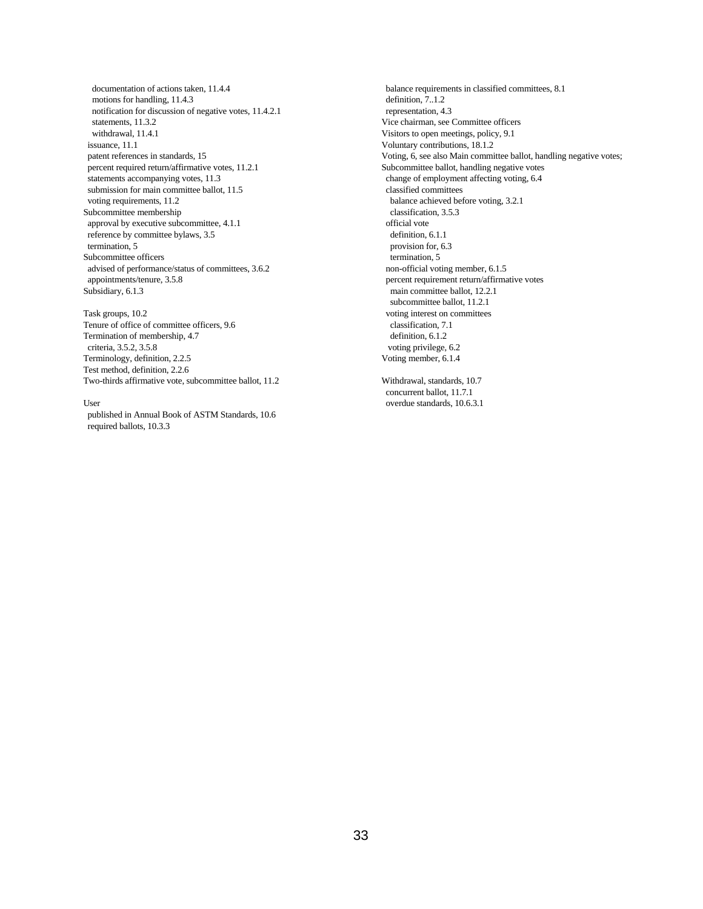documentation of actions taken, 11.4.4
motions for handling, 11.4.3
notification for discussion of negative votes, 11.4.2.1
statements, 11.3.2
withdrawal, 11.4.1
issuance, 11.1
patent references in standards, 15
percent required return/affirmative votes, 11.2.1
statements accompanying votes, 11.3
submission for main committee ballot, 11.5
voting requirements, 11.2
Subcommittee membership
approval by executive subcommittee, 4.1.1
reference by committee bylaws, 3.5
termination, 5
Subcommittee officers
advised of performance/status of committees, 3.6.2
appointments/tenure, 3.5.8
Subsidiary, 6.1.3

Task groups, 10.2
Tenure of office of committee officers, 9.6
Termination of membership, 4.7
criteria, 3.5.2, 3.5.8
Terminology, definition, 2.2.5
Test method, definition, 2.2.6
Two-thirds affirmative vote, subcommittee ballot, 11.2

User
published in Annual Book of ASTM Standards, 10.6
required ballots, 10.3.3

balance requirements in classified committees, 8.1
definition, 7..1.2
representation, 4.3
Vice chairman, see Committee officers
Visitors to open meetings, policy, 9.1
Voluntary contributions, 18.1.2
Voting, 6, see also Main committee ballot, handling negative votes;
Subcommittee ballot, handling negative votes
change of employment affecting voting, 6.4
classified committees
balance achieved before voting, 3.2.1
classification, 3.5.3
official vote
definition, 6.1.1
provision for, 6.3
termination, 5
non-official voting member, 6.1.5
percent requirement return/affirmative votes
main committee ballot, 12.2.1
subcommittee ballot, 11.2.1
voting interest on committees
classification, 7.1
definition, 6.1.2
voting privilege, 6.2
Voting member, 6.1.4

Withdrawal, standards, 10.7
concurrent ballot, 11.7.1
overdue standards, 10.6.3.1